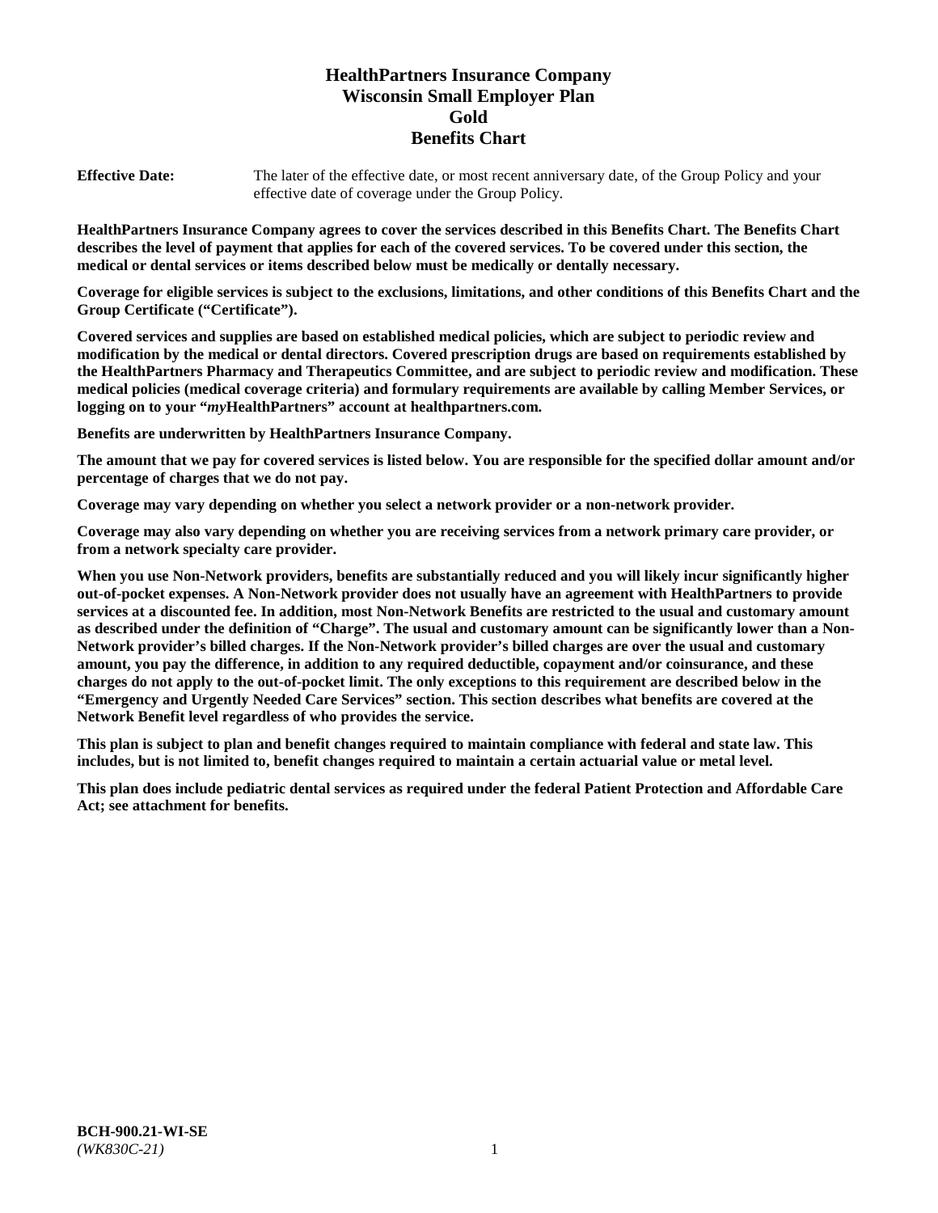# HealthPartners Insurance Company
# Wisconsin Small Employer Plan
# Gold
# Benefits Chart

**Effective Date:** The later of the effective date, or most recent anniversary date, of the Group Policy and your effective date of coverage under the Group Policy.

**HealthPartners Insurance Company agrees to cover the services described in this Benefits Chart. The Benefits Chart describes the level of payment that applies for each of the covered services. To be covered under this section, the medical or dental services or items described below must be medically or dentally necessary.**

**Coverage for eligible services is subject to the exclusions, limitations, and other conditions of this Benefits Chart and the Group Certificate ("Certificate").**

**Covered services and supplies are based on established medical policies, which are subject to periodic review and modification by the medical or dental directors. Covered prescription drugs are based on requirements established by the HealthPartners Pharmacy and Therapeutics Committee, and are subject to periodic review and modification. These medical policies (medical coverage criteria) and formulary requirements are available by calling Member Services, or logging on to your "*my*HealthPartners" account at healthpartners.com.**

**Benefits are underwritten by HealthPartners Insurance Company.**

**The amount that we pay for covered services is listed below. You are responsible for the specified dollar amount and/or percentage of charges that we do not pay.**

**Coverage may vary depending on whether you select a network provider or a non-network provider.**

**Coverage may also vary depending on whether you are receiving services from a network primary care provider, or from a network specialty care provider.**

**When you use Non-Network providers, benefits are substantially reduced and you will likely incur significantly higher out-of-pocket expenses. A Non-Network provider does not usually have an agreement with HealthPartners to provide services at a discounted fee. In addition, most Non-Network Benefits are restricted to the usual and customary amount as described under the definition of "Charge". The usual and customary amount can be significantly lower than a Non-Network provider's billed charges. If the Non-Network provider's billed charges are over the usual and customary amount, you pay the difference, in addition to any required deductible, copayment and/or coinsurance, and these charges do not apply to the out-of-pocket limit. The only exceptions to this requirement are described below in the "Emergency and Urgently Needed Care Services" section. This section describes what benefits are covered at the Network Benefit level regardless of who provides the service.**

**This plan is subject to plan and benefit changes required to maintain compliance with federal and state law. This includes, but is not limited to, benefit changes required to maintain a certain actuarial value or metal level.**

**This plan does include pediatric dental services as required under the federal Patient Protection and Affordable Care Act; see attachment for benefits.**

**BCH-900.21-WI-SE**
*(WK830C-21)*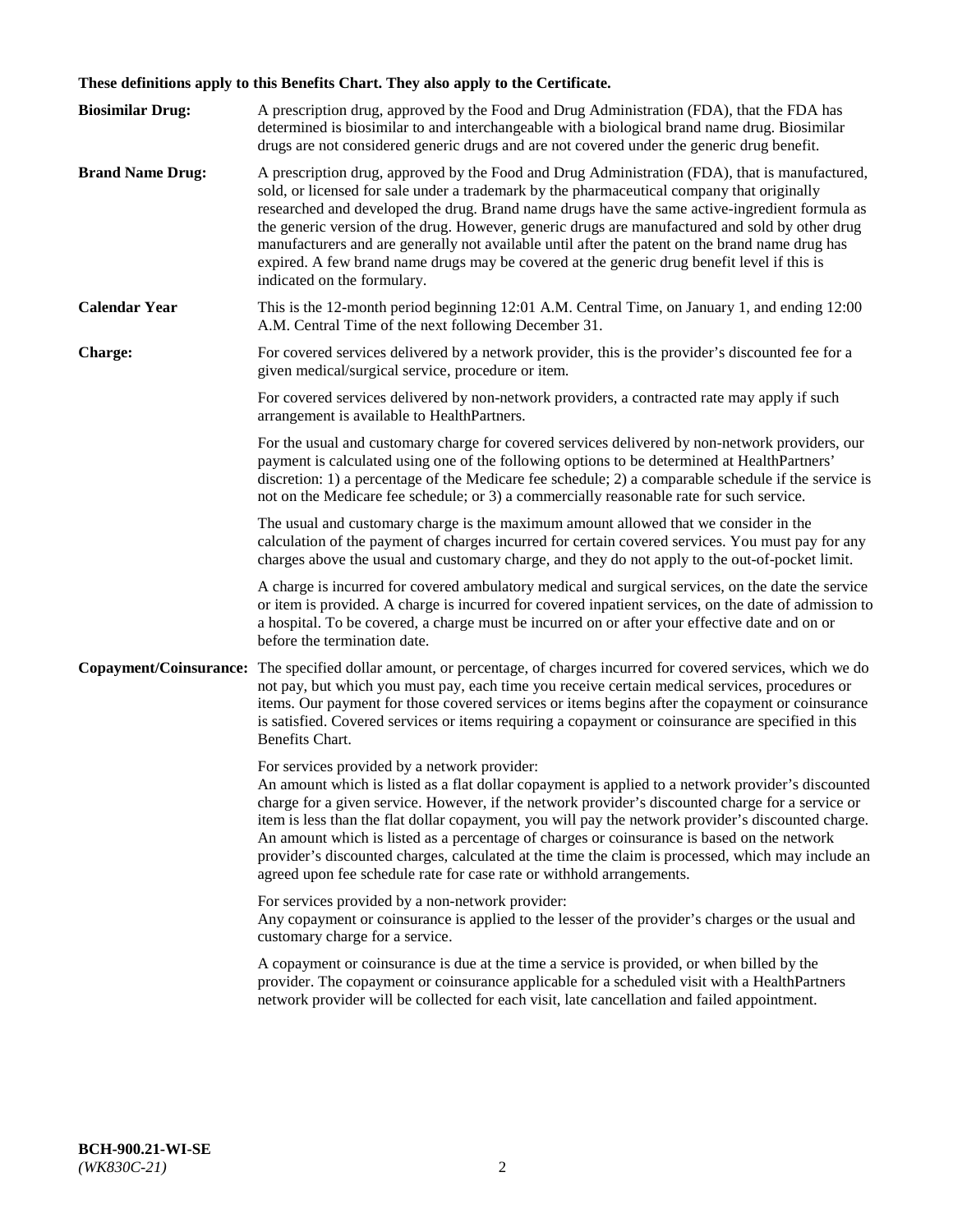**These definitions apply to this Benefits Chart. They also apply to the Certificate.**

**Biosimilar Drug:** A prescription drug, approved by the Food and Drug Administration (FDA), that the FDA has determined is biosimilar to and interchangeable with a biological brand name drug. Biosimilar drugs are not considered generic drugs and are not covered under the generic drug benefit.

**Brand Name Drug:** A prescription drug, approved by the Food and Drug Administration (FDA), that is manufactured, sold, or licensed for sale under a trademark by the pharmaceutical company that originally researched and developed the drug. Brand name drugs have the same active-ingredient formula as the generic version of the drug. However, generic drugs are manufactured and sold by other drug manufacturers and are generally not available until after the patent on the brand name drug has expired. A few brand name drugs may be covered at the generic drug benefit level if this is indicated on the formulary.

**Calendar Year** This is the 12-month period beginning 12:01 A.M. Central Time, on January 1, and ending 12:00 A.M. Central Time of the next following December 31.

**Charge:** For covered services delivered by a network provider, this is the provider's discounted fee for a given medical/surgical service, procedure or item.

For covered services delivered by non-network providers, a contracted rate may apply if such arrangement is available to HealthPartners.

For the usual and customary charge for covered services delivered by non-network providers, our payment is calculated using one of the following options to be determined at HealthPartners' discretion: 1) a percentage of the Medicare fee schedule; 2) a comparable schedule if the service is not on the Medicare fee schedule; or 3) a commercially reasonable rate for such service.

The usual and customary charge is the maximum amount allowed that we consider in the calculation of the payment of charges incurred for certain covered services. You must pay for any charges above the usual and customary charge, and they do not apply to the out-of-pocket limit.

A charge is incurred for covered ambulatory medical and surgical services, on the date the service or item is provided. A charge is incurred for covered inpatient services, on the date of admission to a hospital. To be covered, a charge must be incurred on or after your effective date and on or before the termination date.

**Copayment/Coinsurance:** The specified dollar amount, or percentage, of charges incurred for covered services, which we do not pay, but which you must pay, each time you receive certain medical services, procedures or items. Our payment for those covered services or items begins after the copayment or coinsurance is satisfied. Covered services or items requiring a copayment or coinsurance are specified in this Benefits Chart.

For services provided by a network provider:
An amount which is listed as a flat dollar copayment is applied to a network provider's discounted charge for a given service. However, if the network provider's discounted charge for a service or item is less than the flat dollar copayment, you will pay the network provider's discounted charge. An amount which is listed as a percentage of charges or coinsurance is based on the network provider's discounted charges, calculated at the time the claim is processed, which may include an agreed upon fee schedule rate for case rate or withhold arrangements.

For services provided by a non-network provider:
Any copayment or coinsurance is applied to the lesser of the provider's charges or the usual and customary charge for a service.

A copayment or coinsurance is due at the time a service is provided, or when billed by the provider. The copayment or coinsurance applicable for a scheduled visit with a HealthPartners network provider will be collected for each visit, late cancellation and failed appointment.

**BCH-900.21-WI-SE**
*(WK830C-21)*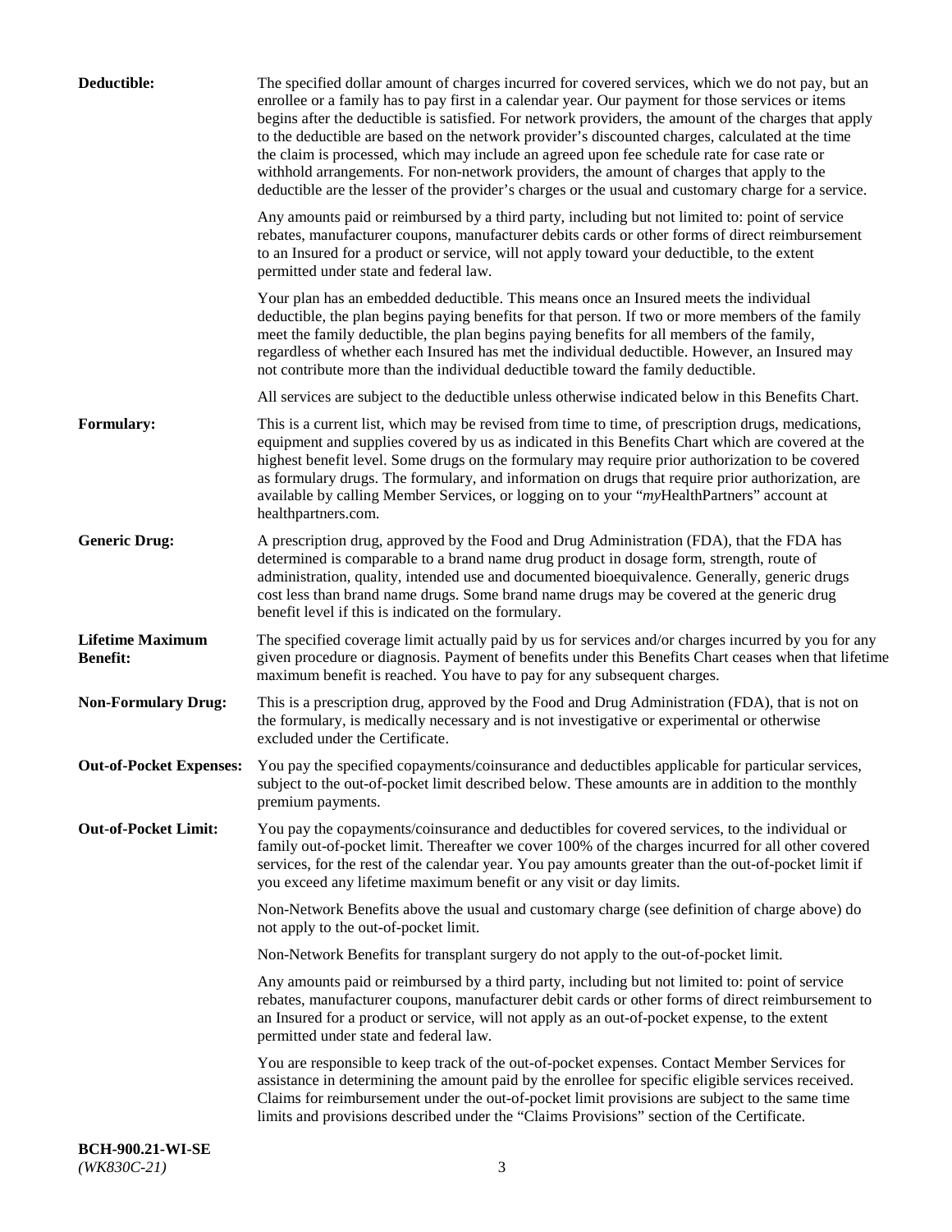**Deductible:** The specified dollar amount of charges incurred for covered services, which we do not pay, but an enrollee or a family has to pay first in a calendar year. Our payment for those services or items begins after the deductible is satisfied. For network providers, the amount of the charges that apply to the deductible are based on the network provider's discounted charges, calculated at the time the claim is processed, which may include an agreed upon fee schedule rate for case rate or withhold arrangements. For non-network providers, the amount of charges that apply to the deductible are the lesser of the provider's charges or the usual and customary charge for a service.

Any amounts paid or reimbursed by a third party, including but not limited to: point of service rebates, manufacturer coupons, manufacturer debits cards or other forms of direct reimbursement to an Insured for a product or service, will not apply toward your deductible, to the extent permitted under state and federal law.

Your plan has an embedded deductible. This means once an Insured meets the individual deductible, the plan begins paying benefits for that person. If two or more members of the family meet the family deductible, the plan begins paying benefits for all members of the family, regardless of whether each Insured has met the individual deductible. However, an Insured may not contribute more than the individual deductible toward the family deductible.

All services are subject to the deductible unless otherwise indicated below in this Benefits Chart.

**Formulary:** This is a current list, which may be revised from time to time, of prescription drugs, medications, equipment and supplies covered by us as indicated in this Benefits Chart which are covered at the highest benefit level. Some drugs on the formulary may require prior authorization to be covered as formulary drugs. The formulary, and information on drugs that require prior authorization, are available by calling Member Services, or logging on to your "*my*HealthPartners" account at healthpartners.com.

**Generic Drug:** A prescription drug, approved by the Food and Drug Administration (FDA), that the FDA has determined is comparable to a brand name drug product in dosage form, strength, route of administration, quality, intended use and documented bioequivalence. Generally, generic drugs cost less than brand name drugs. Some brand name drugs may be covered at the generic drug benefit level if this is indicated on the formulary.

**Lifetime Maximum Benefit:** The specified coverage limit actually paid by us for services and/or charges incurred by you for any given procedure or diagnosis. Payment of benefits under this Benefits Chart ceases when that lifetime maximum benefit is reached. You have to pay for any subsequent charges.

**Non-Formulary Drug:** This is a prescription drug, approved by the Food and Drug Administration (FDA), that is not on the formulary, is medically necessary and is not investigative or experimental or otherwise excluded under the Certificate.

**Out-of-Pocket Expenses:** You pay the specified copayments/coinsurance and deductibles applicable for particular services, subject to the out-of-pocket limit described below. These amounts are in addition to the monthly premium payments.

**Out-of-Pocket Limit:** You pay the copayments/coinsurance and deductibles for covered services, to the individual or family out-of-pocket limit. Thereafter we cover 100% of the charges incurred for all other covered services, for the rest of the calendar year. You pay amounts greater than the out-of-pocket limit if you exceed any lifetime maximum benefit or any visit or day limits.

Non-Network Benefits above the usual and customary charge (see definition of charge above) do not apply to the out-of-pocket limit.

Non-Network Benefits for transplant surgery do not apply to the out-of-pocket limit.

Any amounts paid or reimbursed by a third party, including but not limited to: point of service rebates, manufacturer coupons, manufacturer debit cards or other forms of direct reimbursement to an Insured for a product or service, will not apply as an out-of-pocket expense, to the extent permitted under state and federal law.

You are responsible to keep track of the out-of-pocket expenses. Contact Member Services for assistance in determining the amount paid by the enrollee for specific eligible services received. Claims for reimbursement under the out-of-pocket limit provisions are subject to the same time limits and provisions described under the "Claims Provisions" section of the Certificate.

**BCH-900.21-WI-SE**
*(WK830C-21)*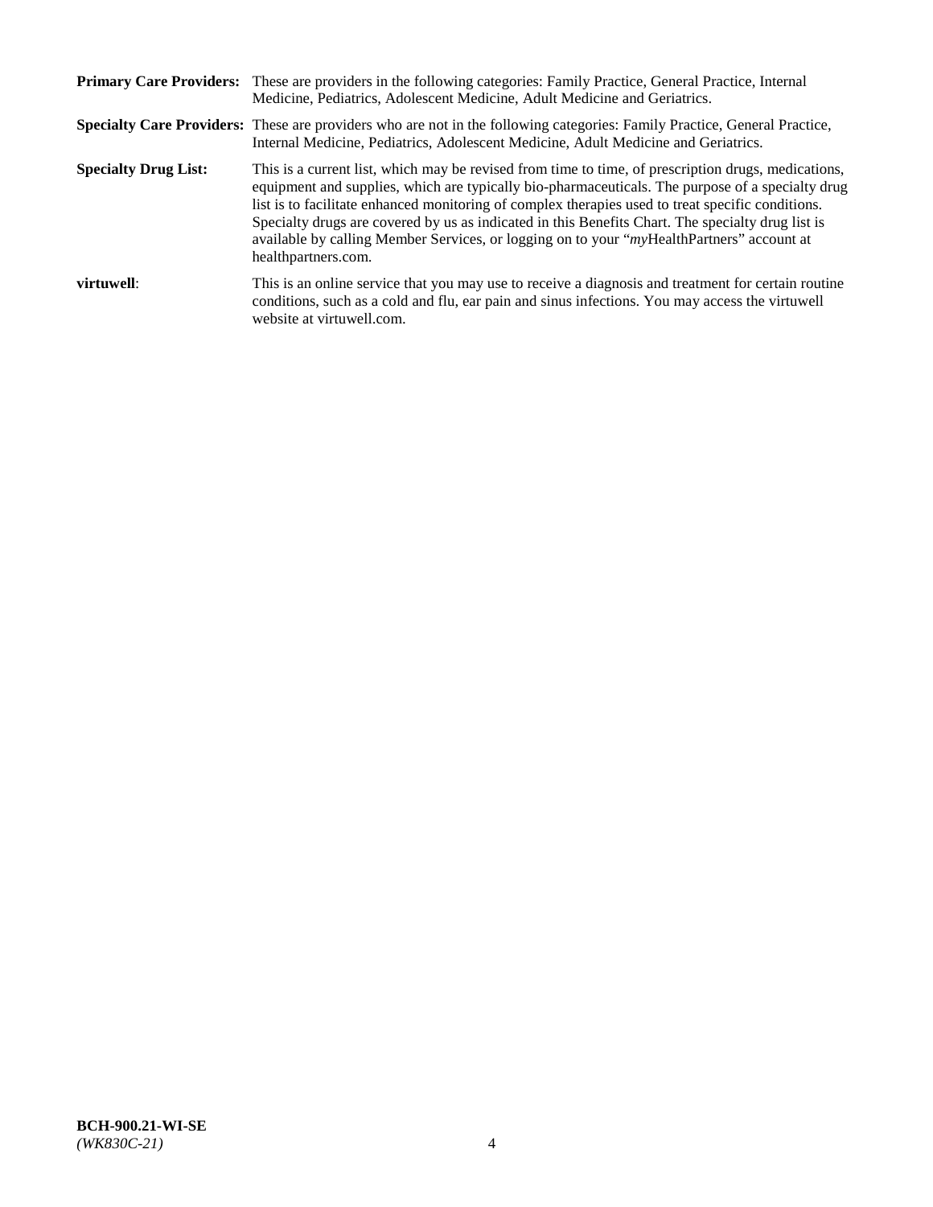**Primary Care Providers:** These are providers in the following categories: Family Practice, General Practice, Internal Medicine, Pediatrics, Adolescent Medicine, Adult Medicine and Geriatrics.

**Specialty Care Providers:** These are providers who are not in the following categories: Family Practice, General Practice, Internal Medicine, Pediatrics, Adolescent Medicine, Adult Medicine and Geriatrics.

**Specialty Drug List:** This is a current list, which may be revised from time to time, of prescription drugs, medications, equipment and supplies, which are typically bio-pharmaceuticals. The purpose of a specialty drug list is to facilitate enhanced monitoring of complex therapies used to treat specific conditions. Specialty drugs are covered by us as indicated in this Benefits Chart. The specialty drug list is available by calling Member Services, or logging on to your "*my*HealthPartners" account at healthpartners.com.

**virtuwell**: This is an online service that you may use to receive a diagnosis and treatment for certain routine conditions, such as a cold and flu, ear pain and sinus infections. You may access the virtuwell website at virtuwell.com.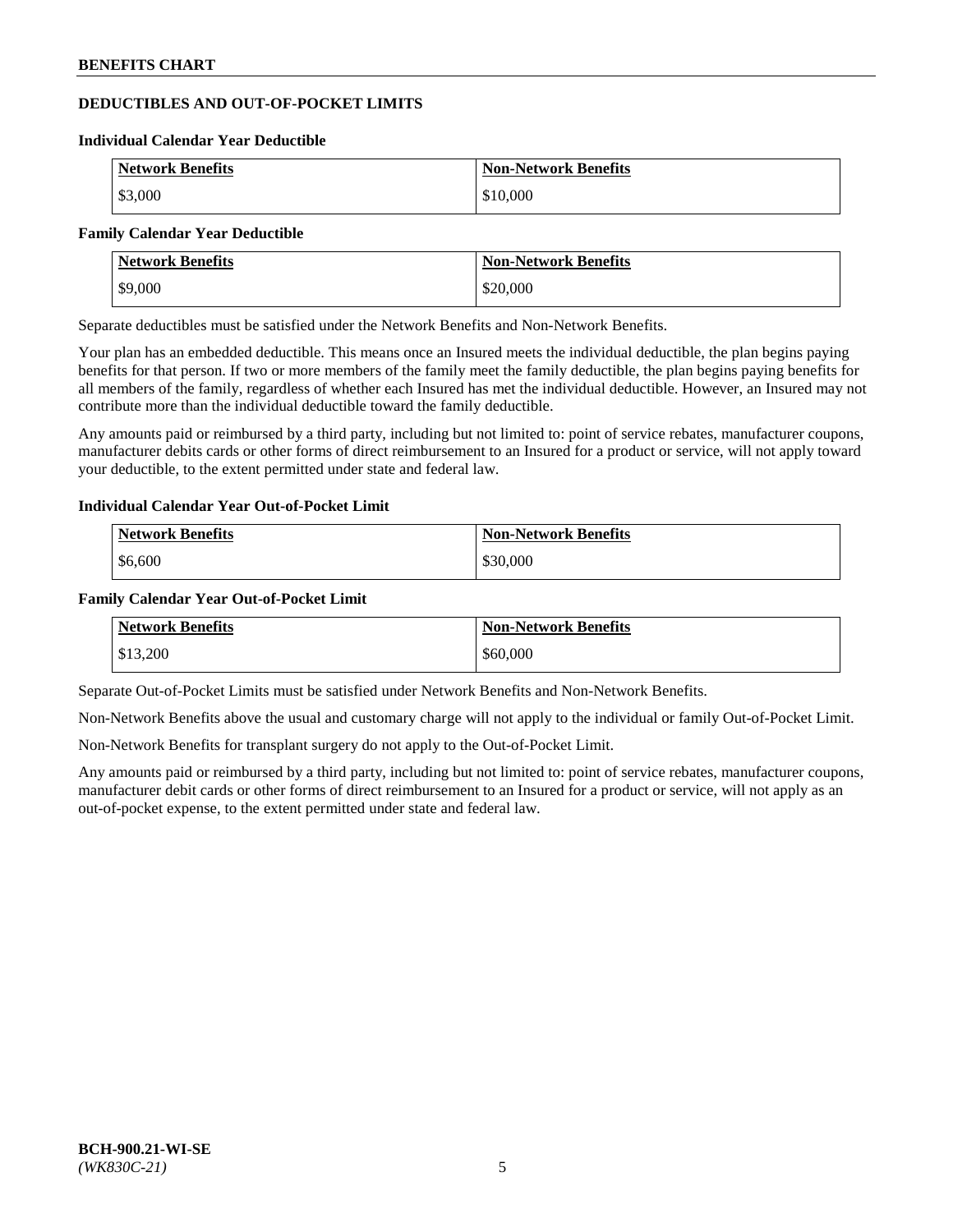## DEDUCTIBLES AND OUT-OF-POCKET LIMITS

### Individual Calendar Year Deductible

| Network Benefits | Non-Network Benefits |
|---|---|
| $3,000 | $10,000 |

### Family Calendar Year Deductible

| Network Benefits | Non-Network Benefits |
|---|---|
| $9,000 | $20,000 |

Separate deductibles must be satisfied under the Network Benefits and Non-Network Benefits.

Your plan has an embedded deductible. This means once an Insured meets the individual deductible, the plan begins paying benefits for that person. If two or more members of the family meet the family deductible, the plan begins paying benefits for all members of the family, regardless of whether each Insured has met the individual deductible. However, an Insured may not contribute more than the individual deductible toward the family deductible.

Any amounts paid or reimbursed by a third party, including but not limited to: point of service rebates, manufacturer coupons, manufacturer debits cards or other forms of direct reimbursement to an Insured for a product or service, will not apply toward your deductible, to the extent permitted under state and federal law.

### Individual Calendar Year Out-of-Pocket Limit

| Network Benefits | Non-Network Benefits |
|---|---|
| $6,600 | $30,000 |

### Family Calendar Year Out-of-Pocket Limit

| Network Benefits | Non-Network Benefits |
|---|---|
| $13,200 | $60,000 |

Separate Out-of-Pocket Limits must be satisfied under Network Benefits and Non-Network Benefits.

Non-Network Benefits above the usual and customary charge will not apply to the individual or family Out-of-Pocket Limit.

Non-Network Benefits for transplant surgery do not apply to the Out-of-Pocket Limit.

Any amounts paid or reimbursed by a third party, including but not limited to: point of service rebates, manufacturer coupons, manufacturer debit cards or other forms of direct reimbursement to an Insured for a product or service, will not apply as an out-of-pocket expense, to the extent permitted under state and federal law.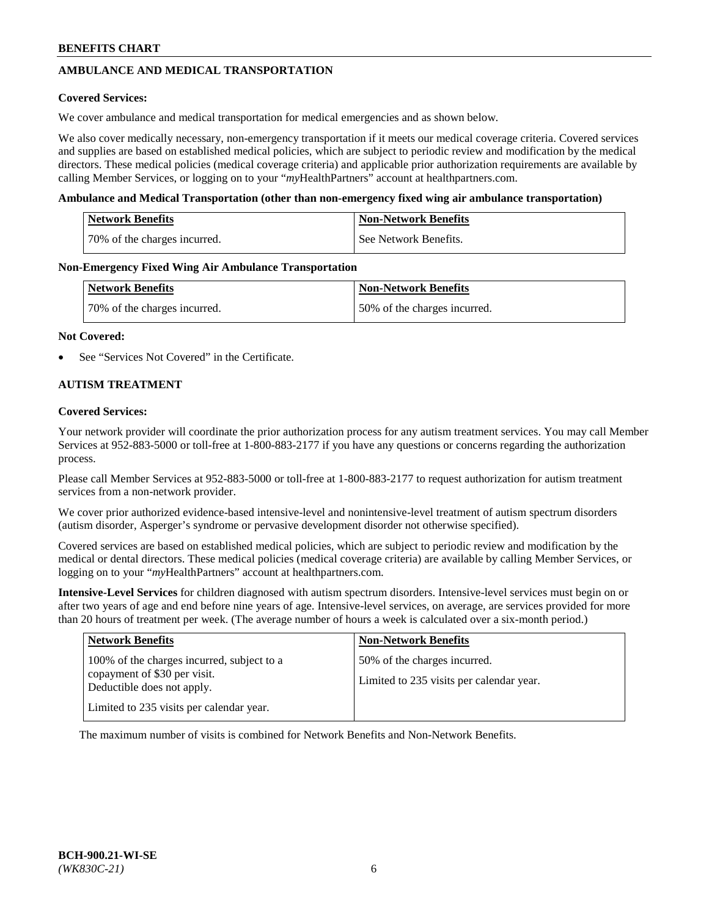## AMBULANCE AND MEDICAL TRANSPORTATION

**Covered Services:**

We cover ambulance and medical transportation for medical emergencies and as shown below.

We also cover medically necessary, non-emergency transportation if it meets our medical coverage criteria. Covered services and supplies are based on established medical policies, which are subject to periodic review and modification by the medical directors. These medical policies (medical coverage criteria) and applicable prior authorization requirements are available by calling Member Services, or logging on to your "*my*HealthPartners" account at healthpartners.com.

**Ambulance and Medical Transportation (other than non-emergency fixed wing air ambulance transportation)**

| Network Benefits | Non-Network Benefits |
| --- | --- |
| 70% of the charges incurred. | See Network Benefits. |

**Non-Emergency Fixed Wing Air Ambulance Transportation**

| Network Benefits | Non-Network Benefits |
| --- | --- |
| 70% of the charges incurred. | 50% of the charges incurred. |

**Not Covered:**

- See "Services Not Covered" in the Certificate.

## AUTISM TREATMENT

**Covered Services:**

Your network provider will coordinate the prior authorization process for any autism treatment services. You may call Member Services at 952-883-5000 or toll-free at 1-800-883-2177 if you have any questions or concerns regarding the authorization process.

Please call Member Services at 952-883-5000 or toll-free at 1-800-883-2177 to request authorization for autism treatment services from a non-network provider.

We cover prior authorized evidence-based intensive-level and nonintensive-level treatment of autism spectrum disorders (autism disorder, Asperger's syndrome or pervasive development disorder not otherwise specified).

Covered services are based on established medical policies, which are subject to periodic review and modification by the medical or dental directors. These medical policies (medical coverage criteria) are available by calling Member Services, or logging on to your "*my*HealthPartners" account at healthpartners.com.

**Intensive-Level Services** for children diagnosed with autism spectrum disorders. Intensive-level services must begin on or after two years of age and end before nine years of age. Intensive-level services, on average, are services provided for more than 20 hours of treatment per week. (The average number of hours a week is calculated over a six-month period.)

| Network Benefits | Non-Network Benefits |
| --- | --- |
| 100% of the charges incurred, subject to a copayment of $30 per visit. Deductible does not apply.<br><br>Limited to 235 visits per calendar year. | 50% of the charges incurred.<br><br>Limited to 235 visits per calendar year. |

The maximum number of visits is combined for Network Benefits and Non-Network Benefits.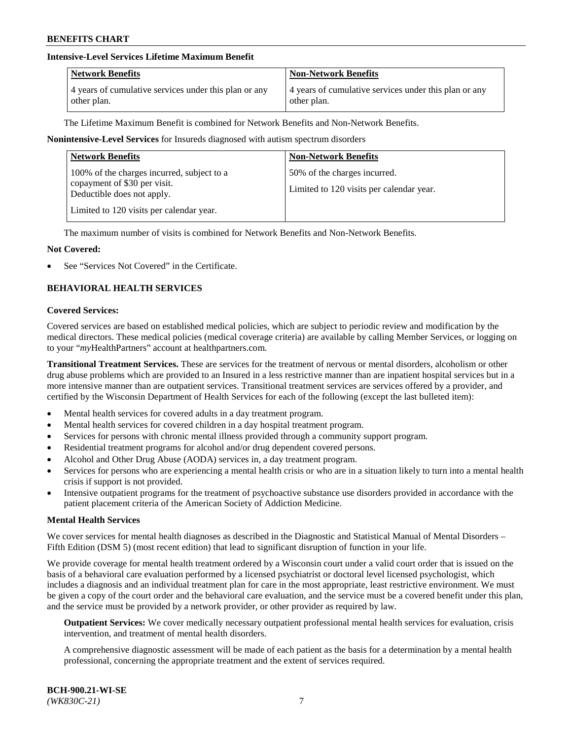**Intensive-Level Services Lifetime Maximum Benefit**

| Network Benefits | Non-Network Benefits |
|---|---|
| 4 years of cumulative services under this plan or any other plan. | 4 years of cumulative services under this plan or any other plan. |

The Lifetime Maximum Benefit is combined for Network Benefits and Non-Network Benefits.

**Nonintensive-Level Services** for Insureds diagnosed with autism spectrum disorders

| Network Benefits | Non-Network Benefits |
|---|---|
| 100% of the charges incurred, subject to a copayment of $30 per visit. Deductible does not apply.<br><br>Limited to 120 visits per calendar year. | 50% of the charges incurred.<br><br>Limited to 120 visits per calendar year. |

The maximum number of visits is combined for Network Benefits and Non-Network Benefits.

**Not Covered:**

- See "Services Not Covered" in the Certificate.

## BEHAVIORAL HEALTH SERVICES

**Covered Services:**

Covered services are based on established medical policies, which are subject to periodic review and modification by the medical directors. These medical policies (medical coverage criteria) are available by calling Member Services, or logging on to your "*my*HealthPartners" account at healthpartners.com.

**Transitional Treatment Services.** These are services for the treatment of nervous or mental disorders, alcoholism or other drug abuse problems which are provided to an Insured in a less restrictive manner than are inpatient hospital services but in a more intensive manner than are outpatient services. Transitional treatment services are services offered by a provider, and certified by the Wisconsin Department of Health Services for each of the following (except the last bulleted item):

- Mental health services for covered adults in a day treatment program.
- Mental health services for covered children in a day hospital treatment program.
- Services for persons with chronic mental illness provided through a community support program.
- Residential treatment programs for alcohol and/or drug dependent covered persons.
- Alcohol and Other Drug Abuse (AODA) services in, a day treatment program.
- Services for persons who are experiencing a mental health crisis or who are in a situation likely to turn into a mental health crisis if support is not provided.
- Intensive outpatient programs for the treatment of psychoactive substance use disorders provided in accordance with the patient placement criteria of the American Society of Addiction Medicine.

**Mental Health Services**

We cover services for mental health diagnoses as described in the Diagnostic and Statistical Manual of Mental Disorders – Fifth Edition (DSM 5) (most recent edition) that lead to significant disruption of function in your life.

We provide coverage for mental health treatment ordered by a Wisconsin court under a valid court order that is issued on the basis of a behavioral care evaluation performed by a licensed psychiatrist or doctoral level licensed psychologist, which includes a diagnosis and an individual treatment plan for care in the most appropriate, least restrictive environment. We must be given a copy of the court order and the behavioral care evaluation, and the service must be a covered benefit under this plan, and the service must be provided by a network provider, or other provider as required by law.

**Outpatient Services:** We cover medically necessary outpatient professional mental health services for evaluation, crisis intervention, and treatment of mental health disorders.

A comprehensive diagnostic assessment will be made of each patient as the basis for a determination by a mental health professional, concerning the appropriate treatment and the extent of services required.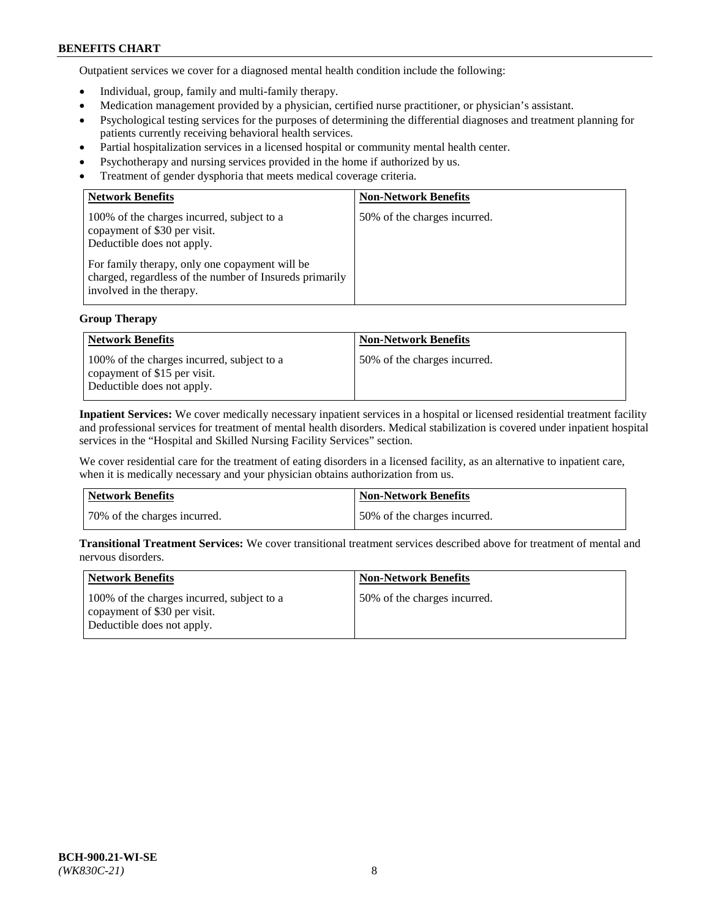Outpatient services we cover for a diagnosed mental health condition include the following:

- Individual, group, family and multi-family therapy.
- Medication management provided by a physician, certified nurse practitioner, or physician's assistant.
- Psychological testing services for the purposes of determining the differential diagnoses and treatment planning for patients currently receiving behavioral health services.
- Partial hospitalization services in a licensed hospital or community mental health center.
- Psychotherapy and nursing services provided in the home if authorized by us.
- Treatment of gender dysphoria that meets medical coverage criteria.

| Network Benefits | Non-Network Benefits |
|---|---|
| 100% of the charges incurred, subject to a copayment of $30 per visit. Deductible does not apply.<br><br>For family therapy, only one copayment will be charged, regardless of the number of Insureds primarily involved in the therapy. | 50% of the charges incurred. |

**Group Therapy**

| Network Benefits | Non-Network Benefits |
|---|---|
| 100% of the charges incurred, subject to a copayment of $15 per visit. Deductible does not apply. | 50% of the charges incurred. |

**Inpatient Services:** We cover medically necessary inpatient services in a hospital or licensed residential treatment facility and professional services for treatment of mental health disorders. Medical stabilization is covered under inpatient hospital services in the "Hospital and Skilled Nursing Facility Services" section.

We cover residential care for the treatment of eating disorders in a licensed facility, as an alternative to inpatient care, when it is medically necessary and your physician obtains authorization from us.

| Network Benefits | Non-Network Benefits |
|---|---|
| 70% of the charges incurred. | 50% of the charges incurred. |

**Transitional Treatment Services:** We cover transitional treatment services described above for treatment of mental and nervous disorders.

| Network Benefits | Non-Network Benefits |
|---|---|
| 100% of the charges incurred, subject to a copayment of $30 per visit. Deductible does not apply. | 50% of the charges incurred. |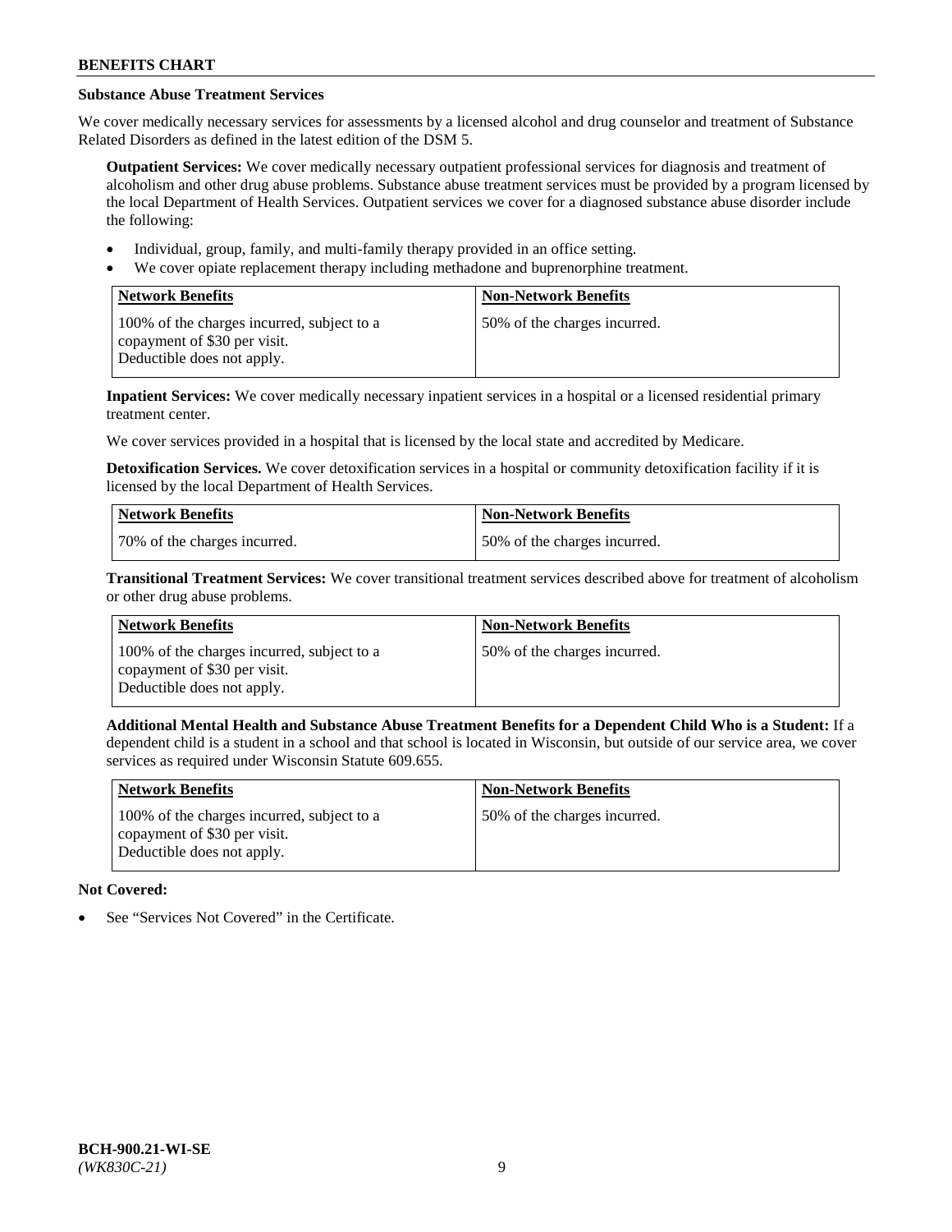### Substance Abuse Treatment Services

We cover medically necessary services for assessments by a licensed alcohol and drug counselor and treatment of Substance Related Disorders as defined in the latest edition of the DSM 5.

**Outpatient Services:** We cover medically necessary outpatient professional services for diagnosis and treatment of alcoholism and other drug abuse problems. Substance abuse treatment services must be provided by a program licensed by the local Department of Health Services. Outpatient services we cover for a diagnosed substance abuse disorder include the following:

- Individual, group, family, and multi-family therapy provided in an office setting.
- We cover opiate replacement therapy including methadone and buprenorphine treatment.

| Network Benefits | Non-Network Benefits |
|---|---|
| 100% of the charges incurred, subject to a copayment of $30 per visit. Deductible does not apply. | 50% of the charges incurred. |

**Inpatient Services:** We cover medically necessary inpatient services in a hospital or a licensed residential primary treatment center.

We cover services provided in a hospital that is licensed by the local state and accredited by Medicare.

**Detoxification Services.** We cover detoxification services in a hospital or community detoxification facility if it is licensed by the local Department of Health Services.

| Network Benefits | Non-Network Benefits |
|---|---|
| 70% of the charges incurred. | 50% of the charges incurred. |

**Transitional Treatment Services:** We cover transitional treatment services described above for treatment of alcoholism or other drug abuse problems.

| Network Benefits | Non-Network Benefits |
|---|---|
| 100% of the charges incurred, subject to a copayment of $30 per visit. Deductible does not apply. | 50% of the charges incurred. |

**Additional Mental Health and Substance Abuse Treatment Benefits for a Dependent Child Who is a Student:** If a dependent child is a student in a school and that school is located in Wisconsin, but outside of our service area, we cover services as required under Wisconsin Statute 609.655.

| Network Benefits | Non-Network Benefits |
|---|---|
| 100% of the charges incurred, subject to a copayment of $30 per visit. Deductible does not apply. | 50% of the charges incurred. |

**Not Covered:**

- See "Services Not Covered" in the Certificate.

**BCH-900.21-WI-SE**
*(WK830C-21)*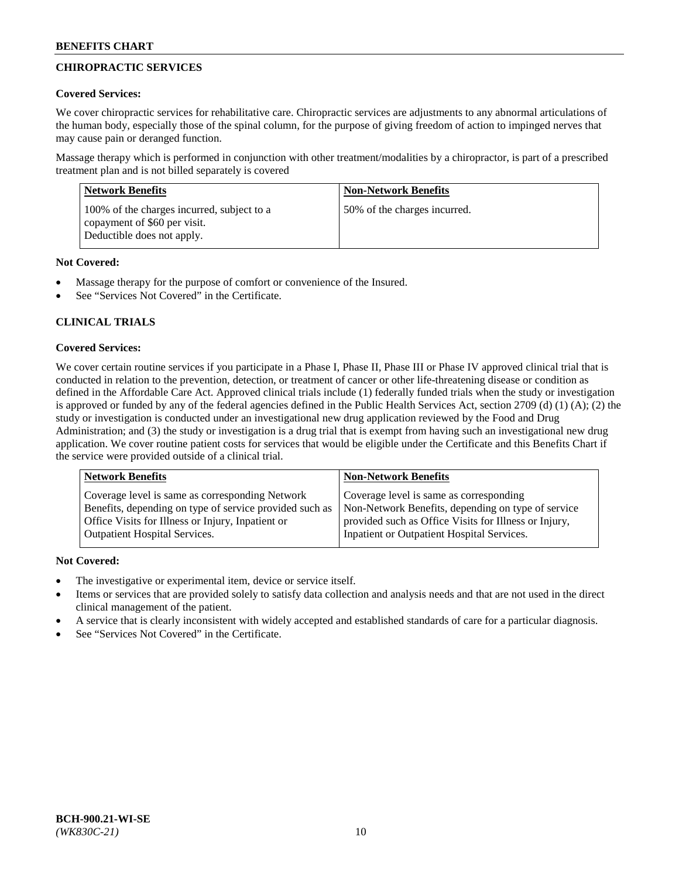## CHIROPRACTIC SERVICES

**Covered Services:**

We cover chiropractic services for rehabilitative care. Chiropractic services are adjustments to any abnormal articulations of the human body, especially those of the spinal column, for the purpose of giving freedom of action to impinged nerves that may cause pain or deranged function.

Massage therapy which is performed in conjunction with other treatment/modalities by a chiropractor, is part of a prescribed treatment plan and is not billed separately is covered

| Network Benefits | Non-Network Benefits |
|---|---|
| 100% of the charges incurred, subject to a copayment of $60 per visit. Deductible does not apply. | 50% of the charges incurred. |

**Not Covered:**

- Massage therapy for the purpose of comfort or convenience of the Insured.
- See "Services Not Covered" in the Certificate.

## CLINICAL TRIALS

**Covered Services:**

We cover certain routine services if you participate in a Phase I, Phase II, Phase III or Phase IV approved clinical trial that is conducted in relation to the prevention, detection, or treatment of cancer or other life-threatening disease or condition as defined in the Affordable Care Act. Approved clinical trials include (1) federally funded trials when the study or investigation is approved or funded by any of the federal agencies defined in the Public Health Services Act, section 2709 (d) (1) (A); (2) the study or investigation is conducted under an investigational new drug application reviewed by the Food and Drug Administration; and (3) the study or investigation is a drug trial that is exempt from having such an investigational new drug application. We cover routine patient costs for services that would be eligible under the Certificate and this Benefits Chart if the service were provided outside of a clinical trial.

| Network Benefits | Non-Network Benefits |
|---|---|
| Coverage level is same as corresponding Network Benefits, depending on type of service provided such as Office Visits for Illness or Injury, Inpatient or Outpatient Hospital Services. | Coverage level is same as corresponding Non-Network Benefits, depending on type of service provided such as Office Visits for Illness or Injury, Inpatient or Outpatient Hospital Services. |

**Not Covered:**

- The investigative or experimental item, device or service itself.
- Items or services that are provided solely to satisfy data collection and analysis needs and that are not used in the direct clinical management of the patient.
- A service that is clearly inconsistent with widely accepted and established standards of care for a particular diagnosis.
- See "Services Not Covered" in the Certificate.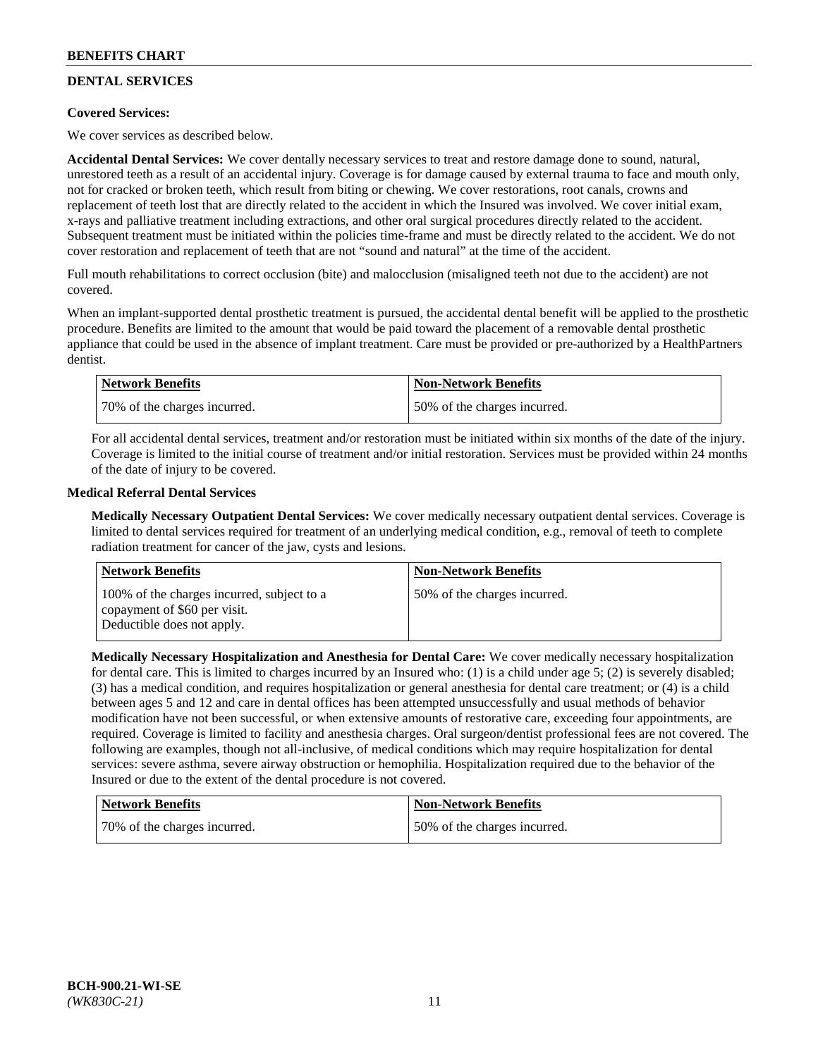## DENTAL SERVICES

**Covered Services:**

We cover services as described below.

**Accidental Dental Services:** We cover dentally necessary services to treat and restore damage done to sound, natural, unrestored teeth as a result of an accidental injury. Coverage is for damage caused by external trauma to face and mouth only, not for cracked or broken teeth, which result from biting or chewing. We cover restorations, root canals, crowns and replacement of teeth lost that are directly related to the accident in which the Insured was involved. We cover initial exam, x-rays and palliative treatment including extractions, and other oral surgical procedures directly related to the accident. Subsequent treatment must be initiated within the policies time-frame and must be directly related to the accident. We do not cover restoration and replacement of teeth that are not "sound and natural" at the time of the accident.

Full mouth rehabilitations to correct occlusion (bite) and malocclusion (misaligned teeth not due to the accident) are not covered.

When an implant-supported dental prosthetic treatment is pursued, the accidental dental benefit will be applied to the prosthetic procedure. Benefits are limited to the amount that would be paid toward the placement of a removable dental prosthetic appliance that could be used in the absence of implant treatment. Care must be provided or pre-authorized by a HealthPartners dentist.

| Network Benefits | Non-Network Benefits |
|---|---|
| 70% of the charges incurred. | 50% of the charges incurred. |

For all accidental dental services, treatment and/or restoration must be initiated within six months of the date of the injury. Coverage is limited to the initial course of treatment and/or initial restoration. Services must be provided within 24 months of the date of injury to be covered.

**Medical Referral Dental Services**

**Medically Necessary Outpatient Dental Services:** We cover medically necessary outpatient dental services. Coverage is limited to dental services required for treatment of an underlying medical condition, e.g., removal of teeth to complete radiation treatment for cancer of the jaw, cysts and lesions.

| Network Benefits | Non-Network Benefits |
|---|---|
| 100% of the charges incurred, subject to a copayment of $60 per visit. Deductible does not apply. | 50% of the charges incurred. |

**Medically Necessary Hospitalization and Anesthesia for Dental Care:** We cover medically necessary hospitalization for dental care. This is limited to charges incurred by an Insured who: (1) is a child under age 5; (2) is severely disabled; (3) has a medical condition, and requires hospitalization or general anesthesia for dental care treatment; or (4) is a child between ages 5 and 12 and care in dental offices has been attempted unsuccessfully and usual methods of behavior modification have not been successful, or when extensive amounts of restorative care, exceeding four appointments, are required. Coverage is limited to facility and anesthesia charges. Oral surgeon/dentist professional fees are not covered. The following are examples, though not all-inclusive, of medical conditions which may require hospitalization for dental services: severe asthma, severe airway obstruction or hemophilia. Hospitalization required due to the behavior of the Insured or due to the extent of the dental procedure is not covered.

| Network Benefits | Non-Network Benefits |
|---|---|
| 70% of the charges incurred. | 50% of the charges incurred. |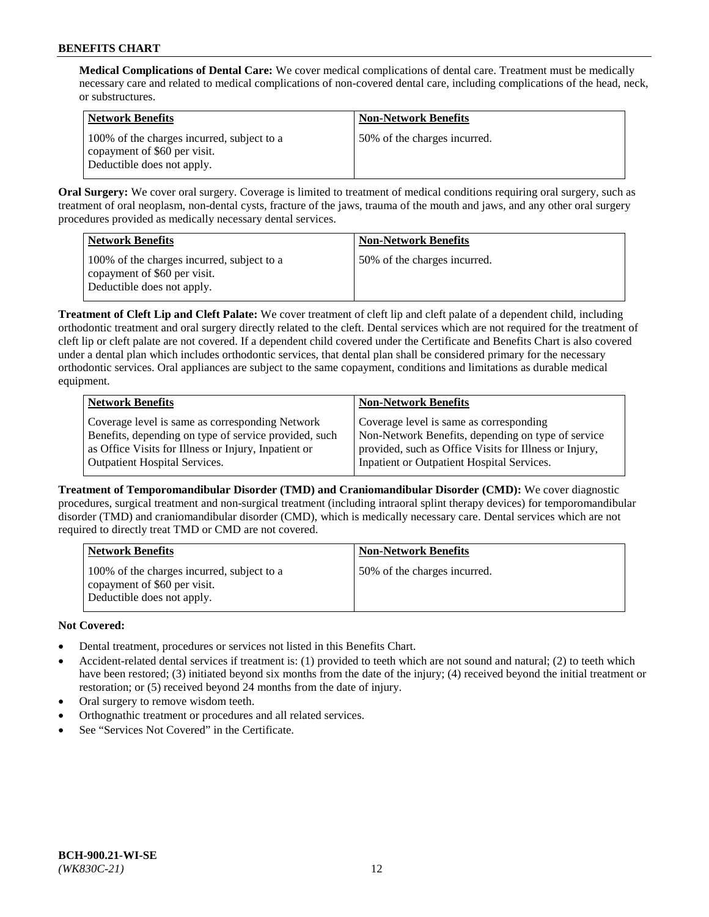**Medical Complications of Dental Care:** We cover medical complications of dental care. Treatment must be medically necessary care and related to medical complications of non-covered dental care, including complications of the head, neck, or substructures.

| Network Benefits | Non-Network Benefits |
| --- | --- |
| 100% of the charges incurred, subject to a copayment of $60 per visit. Deductible does not apply. | 50% of the charges incurred. |

**Oral Surgery:** We cover oral surgery. Coverage is limited to treatment of medical conditions requiring oral surgery, such as treatment of oral neoplasm, non-dental cysts, fracture of the jaws, trauma of the mouth and jaws, and any other oral surgery procedures provided as medically necessary dental services.

| Network Benefits | Non-Network Benefits |
| --- | --- |
| 100% of the charges incurred, subject to a copayment of $60 per visit. Deductible does not apply. | 50% of the charges incurred. |

**Treatment of Cleft Lip and Cleft Palate:** We cover treatment of cleft lip and cleft palate of a dependent child, including orthodontic treatment and oral surgery directly related to the cleft. Dental services which are not required for the treatment of cleft lip or cleft palate are not covered. If a dependent child covered under the Certificate and Benefits Chart is also covered under a dental plan which includes orthodontic services, that dental plan shall be considered primary for the necessary orthodontic services. Oral appliances are subject to the same copayment, conditions and limitations as durable medical equipment.

| Network Benefits | Non-Network Benefits |
| --- | --- |
| Coverage level is same as corresponding Network Benefits, depending on type of service provided, such as Office Visits for Illness or Injury, Inpatient or Outpatient Hospital Services. | Coverage level is same as corresponding Non-Network Benefits, depending on type of service provided, such as Office Visits for Illness or Injury, Inpatient or Outpatient Hospital Services. |

**Treatment of Temporomandibular Disorder (TMD) and Craniomandibular Disorder (CMD):** We cover diagnostic procedures, surgical treatment and non-surgical treatment (including intraoral splint therapy devices) for temporomandibular disorder (TMD) and craniomandibular disorder (CMD), which is medically necessary care. Dental services which are not required to directly treat TMD or CMD are not covered.

| Network Benefits | Non-Network Benefits |
| --- | --- |
| 100% of the charges incurred, subject to a copayment of $60 per visit. Deductible does not apply. | 50% of the charges incurred. |

**Not Covered:**

- Dental treatment, procedures or services not listed in this Benefits Chart.
- Accident-related dental services if treatment is: (1) provided to teeth which are not sound and natural; (2) to teeth which have been restored; (3) initiated beyond six months from the date of the injury; (4) received beyond the initial treatment or restoration; or (5) received beyond 24 months from the date of injury.
- Oral surgery to remove wisdom teeth.
- Orthognathic treatment or procedures and all related services.
- See "Services Not Covered" in the Certificate.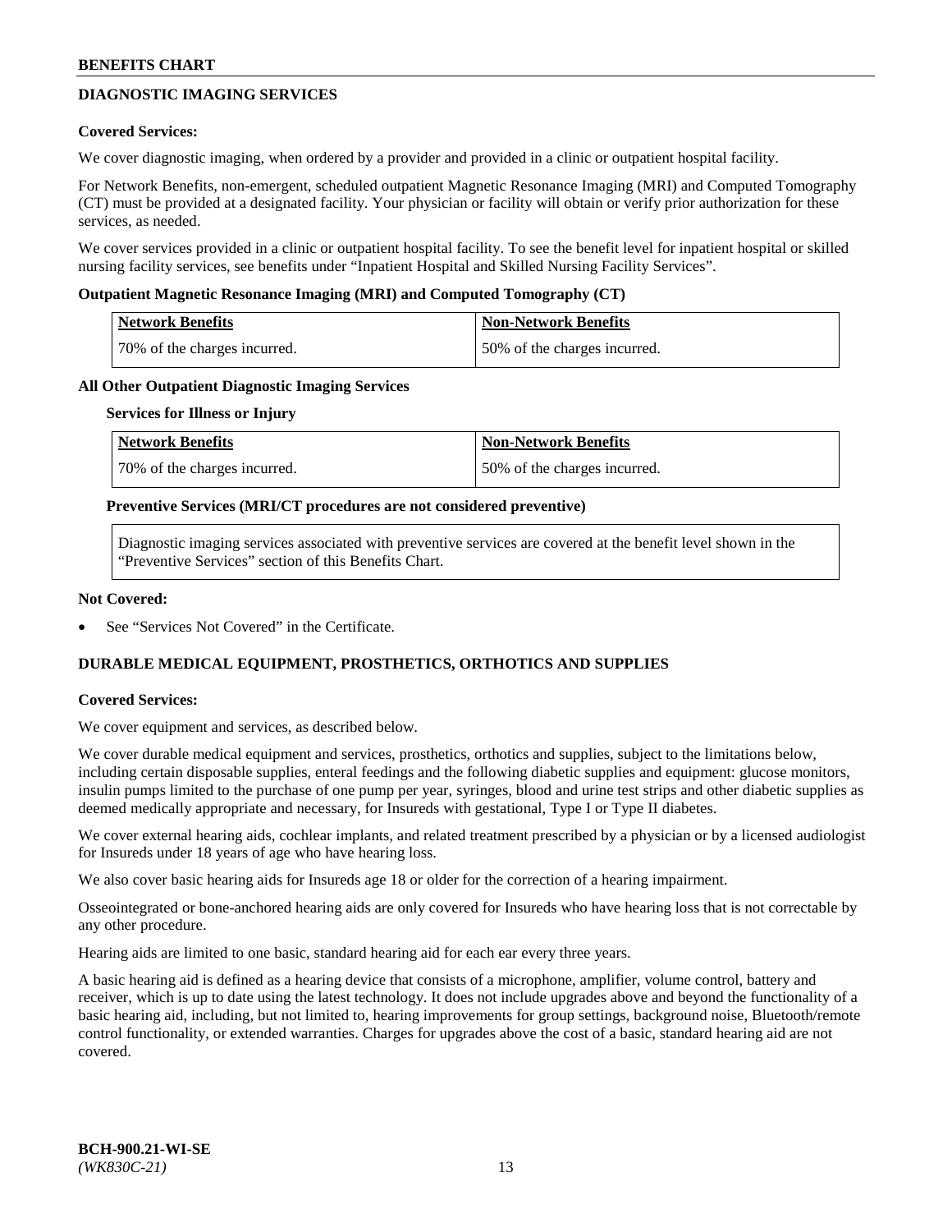## DIAGNOSTIC IMAGING SERVICES

**Covered Services:**

We cover diagnostic imaging, when ordered by a provider and provided in a clinic or outpatient hospital facility.

For Network Benefits, non-emergent, scheduled outpatient Magnetic Resonance Imaging (MRI) and Computed Tomography (CT) must be provided at a designated facility. Your physician or facility will obtain or verify prior authorization for these services, as needed.

We cover services provided in a clinic or outpatient hospital facility. To see the benefit level for inpatient hospital or skilled nursing facility services, see benefits under "Inpatient Hospital and Skilled Nursing Facility Services".

**Outpatient Magnetic Resonance Imaging (MRI) and Computed Tomography (CT)**

| Network Benefits | Non-Network Benefits |
|---|---|
| 70% of the charges incurred. | 50% of the charges incurred. |

**All Other Outpatient Diagnostic Imaging Services**

**Services for Illness or Injury**

| Network Benefits | Non-Network Benefits |
|---|---|
| 70% of the charges incurred. | 50% of the charges incurred. |

**Preventive Services (MRI/CT procedures are not considered preventive)**

Diagnostic imaging services associated with preventive services are covered at the benefit level shown in the "Preventive Services" section of this Benefits Chart.

**Not Covered:**

- See "Services Not Covered" in the Certificate.

## DURABLE MEDICAL EQUIPMENT, PROSTHETICS, ORTHOTICS AND SUPPLIES

**Covered Services:**

We cover equipment and services, as described below.

We cover durable medical equipment and services, prosthetics, orthotics and supplies, subject to the limitations below, including certain disposable supplies, enteral feedings and the following diabetic supplies and equipment: glucose monitors, insulin pumps limited to the purchase of one pump per year, syringes, blood and urine test strips and other diabetic supplies as deemed medically appropriate and necessary, for Insureds with gestational, Type I or Type II diabetes.

We cover external hearing aids, cochlear implants, and related treatment prescribed by a physician or by a licensed audiologist for Insureds under 18 years of age who have hearing loss.

We also cover basic hearing aids for Insureds age 18 or older for the correction of a hearing impairment.

Osseointegrated or bone-anchored hearing aids are only covered for Insureds who have hearing loss that is not correctable by any other procedure.

Hearing aids are limited to one basic, standard hearing aid for each ear every three years.

A basic hearing aid is defined as a hearing device that consists of a microphone, amplifier, volume control, battery and receiver, which is up to date using the latest technology. It does not include upgrades above and beyond the functionality of a basic hearing aid, including, but not limited to, hearing improvements for group settings, background noise, Bluetooth/remote control functionality, or extended warranties. Charges for upgrades above the cost of a basic, standard hearing aid are not covered.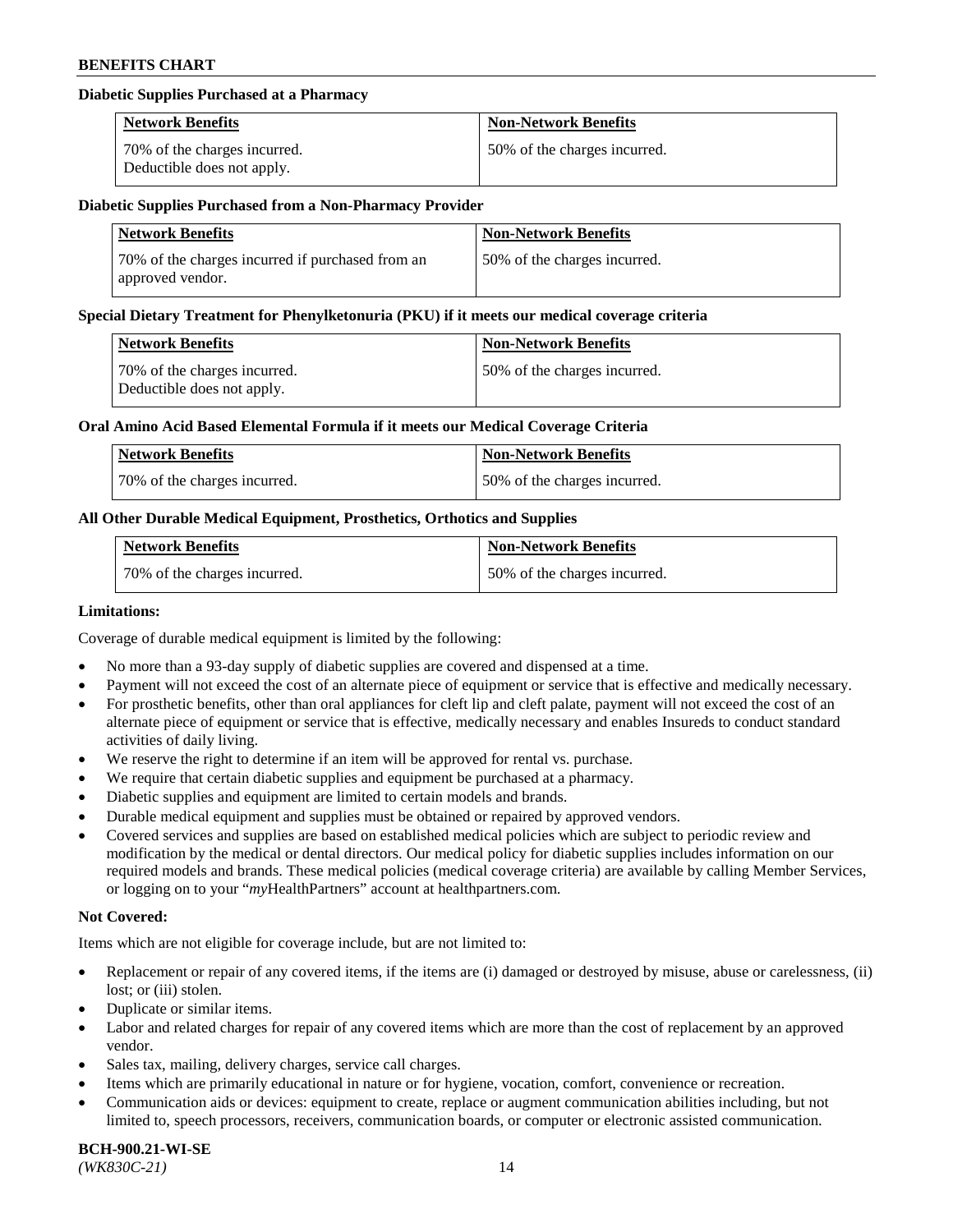**Diabetic Supplies Purchased at a Pharmacy**

| Network Benefits | Non-Network Benefits |
| --- | --- |
| 70% of the charges incurred. Deductible does not apply. | 50% of the charges incurred. |

**Diabetic Supplies Purchased from a Non-Pharmacy Provider**

| Network Benefits | Non-Network Benefits |
| --- | --- |
| 70% of the charges incurred if purchased from an approved vendor. | 50% of the charges incurred. |

**Special Dietary Treatment for Phenylketonuria (PKU) if it meets our medical coverage criteria**

| Network Benefits | Non-Network Benefits |
| --- | --- |
| 70% of the charges incurred. Deductible does not apply. | 50% of the charges incurred. |

**Oral Amino Acid Based Elemental Formula if it meets our Medical Coverage Criteria**

| Network Benefits | Non-Network Benefits |
| --- | --- |
| 70% of the charges incurred. | 50% of the charges incurred. |

**All Other Durable Medical Equipment, Prosthetics, Orthotics and Supplies**

| Network Benefits | Non-Network Benefits |
| --- | --- |
| 70% of the charges incurred. | 50% of the charges incurred. |

**Limitations:**

Coverage of durable medical equipment is limited by the following:

- No more than a 93-day supply of diabetic supplies are covered and dispensed at a time.
- Payment will not exceed the cost of an alternate piece of equipment or service that is effective and medically necessary.
- For prosthetic benefits, other than oral appliances for cleft lip and cleft palate, payment will not exceed the cost of an alternate piece of equipment or service that is effective, medically necessary and enables Insureds to conduct standard activities of daily living.
- We reserve the right to determine if an item will be approved for rental vs. purchase.
- We require that certain diabetic supplies and equipment be purchased at a pharmacy.
- Diabetic supplies and equipment are limited to certain models and brands.
- Durable medical equipment and supplies must be obtained or repaired by approved vendors.
- Covered services and supplies are based on established medical policies which are subject to periodic review and modification by the medical or dental directors. Our medical policy for diabetic supplies includes information on our required models and brands. These medical policies (medical coverage criteria) are available by calling Member Services, or logging on to your "*my*HealthPartners" account at healthpartners.com.

**Not Covered:**

Items which are not eligible for coverage include, but are not limited to:

- Replacement or repair of any covered items, if the items are (i) damaged or destroyed by misuse, abuse or carelessness, (ii) lost; or (iii) stolen.
- Duplicate or similar items.
- Labor and related charges for repair of any covered items which are more than the cost of replacement by an approved vendor.
- Sales tax, mailing, delivery charges, service call charges.
- Items which are primarily educational in nature or for hygiene, vocation, comfort, convenience or recreation.
- Communication aids or devices: equipment to create, replace or augment communication abilities including, but not limited to, speech processors, receivers, communication boards, or computer or electronic assisted communication.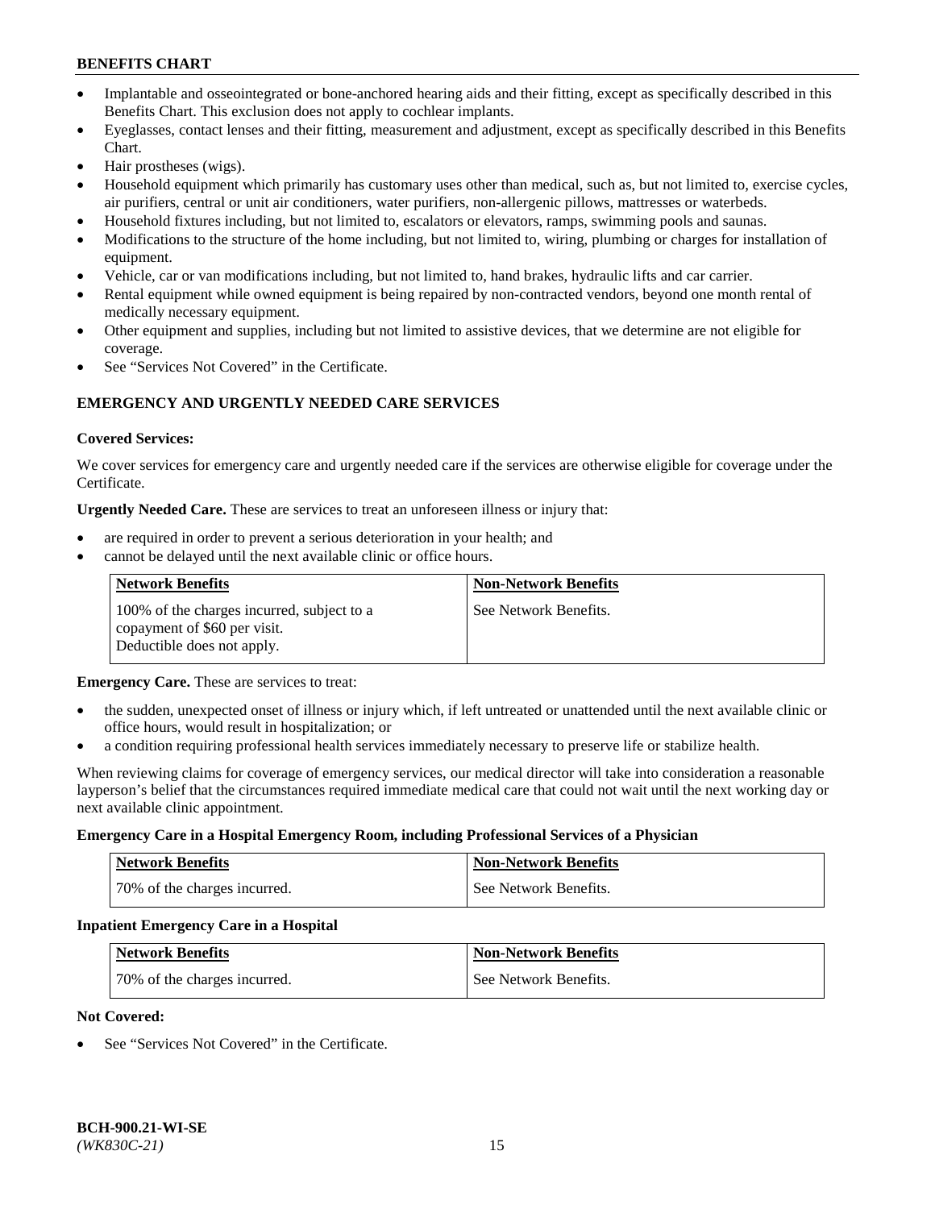- Implantable and osseointegrated or bone-anchored hearing aids and their fitting, except as specifically described in this Benefits Chart. This exclusion does not apply to cochlear implants.
- Eyeglasses, contact lenses and their fitting, measurement and adjustment, except as specifically described in this Benefits Chart.
- Hair prostheses (wigs).
- Household equipment which primarily has customary uses other than medical, such as, but not limited to, exercise cycles, air purifiers, central or unit air conditioners, water purifiers, non-allergenic pillows, mattresses or waterbeds.
- Household fixtures including, but not limited to, escalators or elevators, ramps, swimming pools and saunas.
- Modifications to the structure of the home including, but not limited to, wiring, plumbing or charges for installation of equipment.
- Vehicle, car or van modifications including, but not limited to, hand brakes, hydraulic lifts and car carrier.
- Rental equipment while owned equipment is being repaired by non-contracted vendors, beyond one month rental of medically necessary equipment.
- Other equipment and supplies, including but not limited to assistive devices, that we determine are not eligible for coverage.
- See "Services Not Covered" in the Certificate.

## EMERGENCY AND URGENTLY NEEDED CARE SERVICES

**Covered Services:**

We cover services for emergency care and urgently needed care if the services are otherwise eligible for coverage under the Certificate.

**Urgently Needed Care.** These are services to treat an unforeseen illness or injury that:

- are required in order to prevent a serious deterioration in your health; and
- cannot be delayed until the next available clinic or office hours.

| Network Benefits | Non-Network Benefits |
|---|---|
| 100% of the charges incurred, subject to a copayment of $60 per visit. Deductible does not apply. | See Network Benefits. |

**Emergency Care.** These are services to treat:

- the sudden, unexpected onset of illness or injury which, if left untreated or unattended until the next available clinic or office hours, would result in hospitalization; or
- a condition requiring professional health services immediately necessary to preserve life or stabilize health.

When reviewing claims for coverage of emergency services, our medical director will take into consideration a reasonable layperson's belief that the circumstances required immediate medical care that could not wait until the next working day or next available clinic appointment.

**Emergency Care in a Hospital Emergency Room, including Professional Services of a Physician**

| Network Benefits | Non-Network Benefits |
|---|---|
| 70% of the charges incurred. | See Network Benefits. |

**Inpatient Emergency Care in a Hospital**

| Network Benefits | Non-Network Benefits |
|---|---|
| 70% of the charges incurred. | See Network Benefits. |

**Not Covered:**

- See "Services Not Covered" in the Certificate.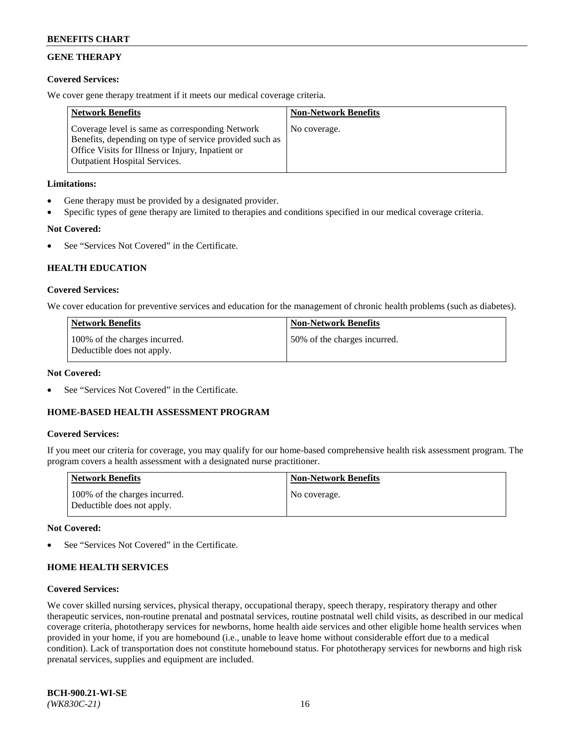## GENE THERAPY

**Covered Services:**

We cover gene therapy treatment if it meets our medical coverage criteria.

| Network Benefits | Non-Network Benefits |
| --- | --- |
| Coverage level is same as corresponding Network Benefits, depending on type of service provided such as Office Visits for Illness or Injury, Inpatient or Outpatient Hospital Services. | No coverage. |

**Limitations:**

- Gene therapy must be provided by a designated provider.
- Specific types of gene therapy are limited to therapies and conditions specified in our medical coverage criteria.

**Not Covered:**

- See "Services Not Covered" in the Certificate.

## HEALTH EDUCATION

**Covered Services:**

We cover education for preventive services and education for the management of chronic health problems (such as diabetes).

| Network Benefits | Non-Network Benefits |
| --- | --- |
| 100% of the charges incurred. Deductible does not apply. | 50% of the charges incurred. |

**Not Covered:**

- See "Services Not Covered" in the Certificate.

## HOME-BASED HEALTH ASSESSMENT PROGRAM

**Covered Services:**

If you meet our criteria for coverage, you may qualify for our home-based comprehensive health risk assessment program. The program covers a health assessment with a designated nurse practitioner.

| Network Benefits | Non-Network Benefits |
| --- | --- |
| 100% of the charges incurred. Deductible does not apply. | No coverage. |

**Not Covered:**

- See "Services Not Covered" in the Certificate.

## HOME HEALTH SERVICES

**Covered Services:**

We cover skilled nursing services, physical therapy, occupational therapy, speech therapy, respiratory therapy and other therapeutic services, non-routine prenatal and postnatal services, routine postnatal well child visits, as described in our medical coverage criteria, phototherapy services for newborns, home health aide services and other eligible home health services when provided in your home, if you are homebound (i.e., unable to leave home without considerable effort due to a medical condition). Lack of transportation does not constitute homebound status. For phototherapy services for newborns and high risk prenatal services, supplies and equipment are included.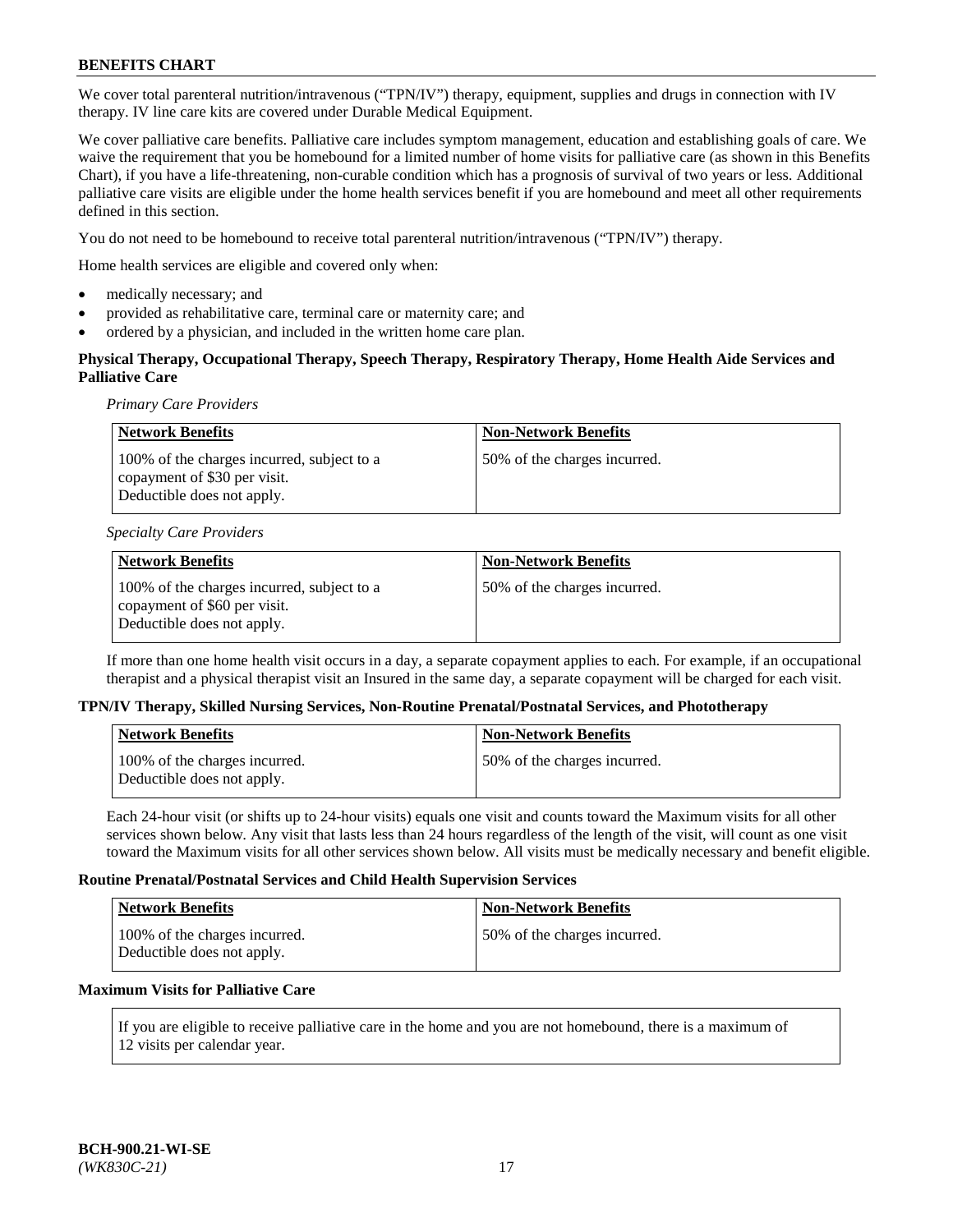We cover total parenteral nutrition/intravenous ("TPN/IV") therapy, equipment, supplies and drugs in connection with IV therapy. IV line care kits are covered under Durable Medical Equipment.

We cover palliative care benefits. Palliative care includes symptom management, education and establishing goals of care. We waive the requirement that you be homebound for a limited number of home visits for palliative care (as shown in this Benefits Chart), if you have a life-threatening, non-curable condition which has a prognosis of survival of two years or less. Additional palliative care visits are eligible under the home health services benefit if you are homebound and meet all other requirements defined in this section.

You do not need to be homebound to receive total parenteral nutrition/intravenous ("TPN/IV") therapy.

Home health services are eligible and covered only when:

- medically necessary; and
- provided as rehabilitative care, terminal care or maternity care; and
- ordered by a physician, and included in the written home care plan.

**Physical Therapy, Occupational Therapy, Speech Therapy, Respiratory Therapy, Home Health Aide Services and Palliative Care**

*Primary Care Providers*

| Network Benefits | Non-Network Benefits |
|---|---|
| 100% of the charges incurred, subject to a copayment of $30 per visit. Deductible does not apply. | 50% of the charges incurred. |

*Specialty Care Providers*

| Network Benefits | Non-Network Benefits |
|---|---|
| 100% of the charges incurred, subject to a copayment of $60 per visit. Deductible does not apply. | 50% of the charges incurred. |

If more than one home health visit occurs in a day, a separate copayment applies to each. For example, if an occupational therapist and a physical therapist visit an Insured in the same day, a separate copayment will be charged for each visit.

**TPN/IV Therapy, Skilled Nursing Services, Non-Routine Prenatal/Postnatal Services, and Phototherapy**

| Network Benefits | Non-Network Benefits |
|---|---|
| 100% of the charges incurred. Deductible does not apply. | 50% of the charges incurred. |

Each 24-hour visit (or shifts up to 24-hour visits) equals one visit and counts toward the Maximum visits for all other services shown below. Any visit that lasts less than 24 hours regardless of the length of the visit, will count as one visit toward the Maximum visits for all other services shown below. All visits must be medically necessary and benefit eligible.

**Routine Prenatal/Postnatal Services and Child Health Supervision Services**

| Network Benefits | Non-Network Benefits |
|---|---|
| 100% of the charges incurred. Deductible does not apply. | 50% of the charges incurred. |

**Maximum Visits for Palliative Care**

If you are eligible to receive palliative care in the home and you are not homebound, there is a maximum of 12 visits per calendar year.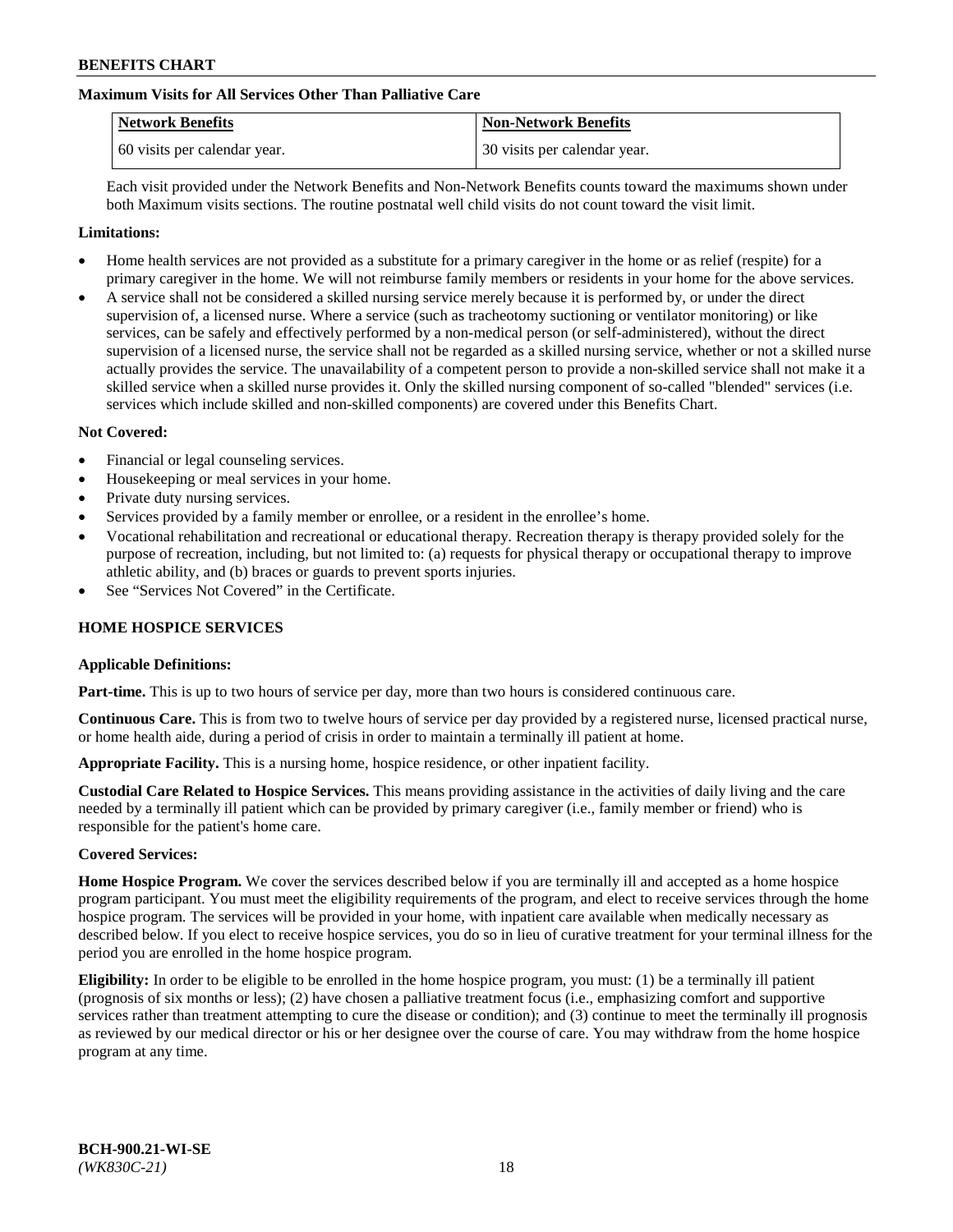**Maximum Visits for All Services Other Than Palliative Care**

| Network Benefits | Non-Network Benefits |
| --- | --- |
| 60 visits per calendar year. | 30 visits per calendar year. |

Each visit provided under the Network Benefits and Non-Network Benefits counts toward the maximums shown under both Maximum visits sections. The routine postnatal well child visits do not count toward the visit limit.

**Limitations:**

- Home health services are not provided as a substitute for a primary caregiver in the home or as relief (respite) for a primary caregiver in the home. We will not reimburse family members or residents in your home for the above services.
- A service shall not be considered a skilled nursing service merely because it is performed by, or under the direct supervision of, a licensed nurse. Where a service (such as tracheotomy suctioning or ventilator monitoring) or like services, can be safely and effectively performed by a non-medical person (or self-administered), without the direct supervision of a licensed nurse, the service shall not be regarded as a skilled nursing service, whether or not a skilled nurse actually provides the service. The unavailability of a competent person to provide a non-skilled service shall not make it a skilled service when a skilled nurse provides it. Only the skilled nursing component of so-called "blended" services (i.e. services which include skilled and non-skilled components) are covered under this Benefits Chart.

**Not Covered:**

- Financial or legal counseling services.
- Housekeeping or meal services in your home.
- Private duty nursing services.
- Services provided by a family member or enrollee, or a resident in the enrollee's home.
- Vocational rehabilitation and recreational or educational therapy. Recreation therapy is therapy provided solely for the purpose of recreation, including, but not limited to: (a) requests for physical therapy or occupational therapy to improve athletic ability, and (b) braces or guards to prevent sports injuries.
- See "Services Not Covered" in the Certificate.

## HOME HOSPICE SERVICES

**Applicable Definitions:**

**Part-time.** This is up to two hours of service per day, more than two hours is considered continuous care.

**Continuous Care.** This is from two to twelve hours of service per day provided by a registered nurse, licensed practical nurse, or home health aide, during a period of crisis in order to maintain a terminally ill patient at home.

**Appropriate Facility.** This is a nursing home, hospice residence, or other inpatient facility.

**Custodial Care Related to Hospice Services.** This means providing assistance in the activities of daily living and the care needed by a terminally ill patient which can be provided by primary caregiver (i.e., family member or friend) who is responsible for the patient's home care.

**Covered Services:**

**Home Hospice Program.** We cover the services described below if you are terminally ill and accepted as a home hospice program participant. You must meet the eligibility requirements of the program, and elect to receive services through the home hospice program. The services will be provided in your home, with inpatient care available when medically necessary as described below. If you elect to receive hospice services, you do so in lieu of curative treatment for your terminal illness for the period you are enrolled in the home hospice program.

**Eligibility:** In order to be eligible to be enrolled in the home hospice program, you must: (1) be a terminally ill patient (prognosis of six months or less); (2) have chosen a palliative treatment focus (i.e., emphasizing comfort and supportive services rather than treatment attempting to cure the disease or condition); and (3) continue to meet the terminally ill prognosis as reviewed by our medical director or his or her designee over the course of care. You may withdraw from the home hospice program at any time.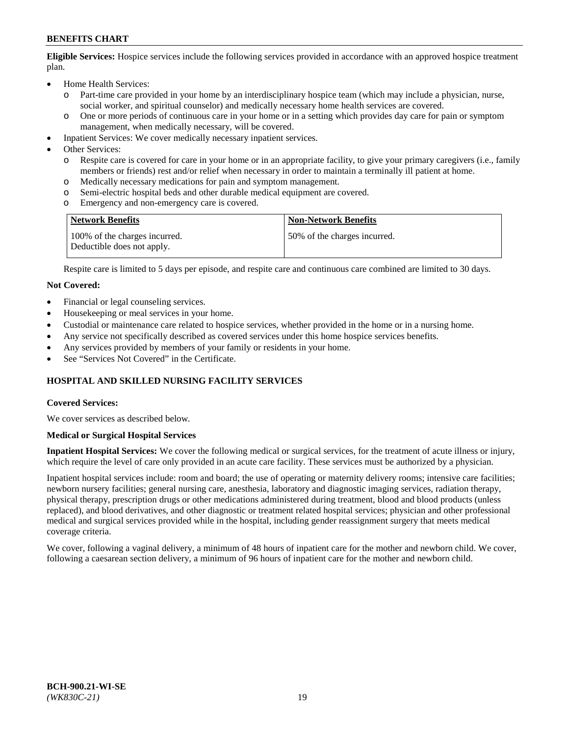**Eligible Services:** Hospice services include the following services provided in accordance with an approved hospice treatment plan.

- Home Health Services:
  - Part-time care provided in your home by an interdisciplinary hospice team (which may include a physician, nurse, social worker, and spiritual counselor) and medically necessary home health services are covered.
  - One or more periods of continuous care in your home or in a setting which provides day care for pain or symptom management, when medically necessary, will be covered.
- Inpatient Services: We cover medically necessary inpatient services.
- Other Services:
  - Respite care is covered for care in your home or in an appropriate facility, to give your primary caregivers (i.e., family members or friends) rest and/or relief when necessary in order to maintain a terminally ill patient at home.
  - Medically necessary medications for pain and symptom management.
  - Semi-electric hospital beds and other durable medical equipment are covered.
  - Emergency and non-emergency care is covered.

| Network Benefits | Non-Network Benefits |
|---|---|
| 100% of the charges incurred. Deductible does not apply. | 50% of the charges incurred. |

Respite care is limited to 5 days per episode, and respite care and continuous care combined are limited to 30 days.

**Not Covered:**

- Financial or legal counseling services.
- Housekeeping or meal services in your home.
- Custodial or maintenance care related to hospice services, whether provided in the home or in a nursing home.
- Any service not specifically described as covered services under this home hospice services benefits.
- Any services provided by members of your family or residents in your home.
- See "Services Not Covered" in the Certificate.

## HOSPITAL AND SKILLED NURSING FACILITY SERVICES

**Covered Services:**

We cover services as described below.

**Medical or Surgical Hospital Services**

**Inpatient Hospital Services:** We cover the following medical or surgical services, for the treatment of acute illness or injury, which require the level of care only provided in an acute care facility. These services must be authorized by a physician.

Inpatient hospital services include: room and board; the use of operating or maternity delivery rooms; intensive care facilities; newborn nursery facilities; general nursing care, anesthesia, laboratory and diagnostic imaging services, radiation therapy, physical therapy, prescription drugs or other medications administered during treatment, blood and blood products (unless replaced), and blood derivatives, and other diagnostic or treatment related hospital services; physician and other professional medical and surgical services provided while in the hospital, including gender reassignment surgery that meets medical coverage criteria.

We cover, following a vaginal delivery, a minimum of 48 hours of inpatient care for the mother and newborn child. We cover, following a caesarean section delivery, a minimum of 96 hours of inpatient care for the mother and newborn child.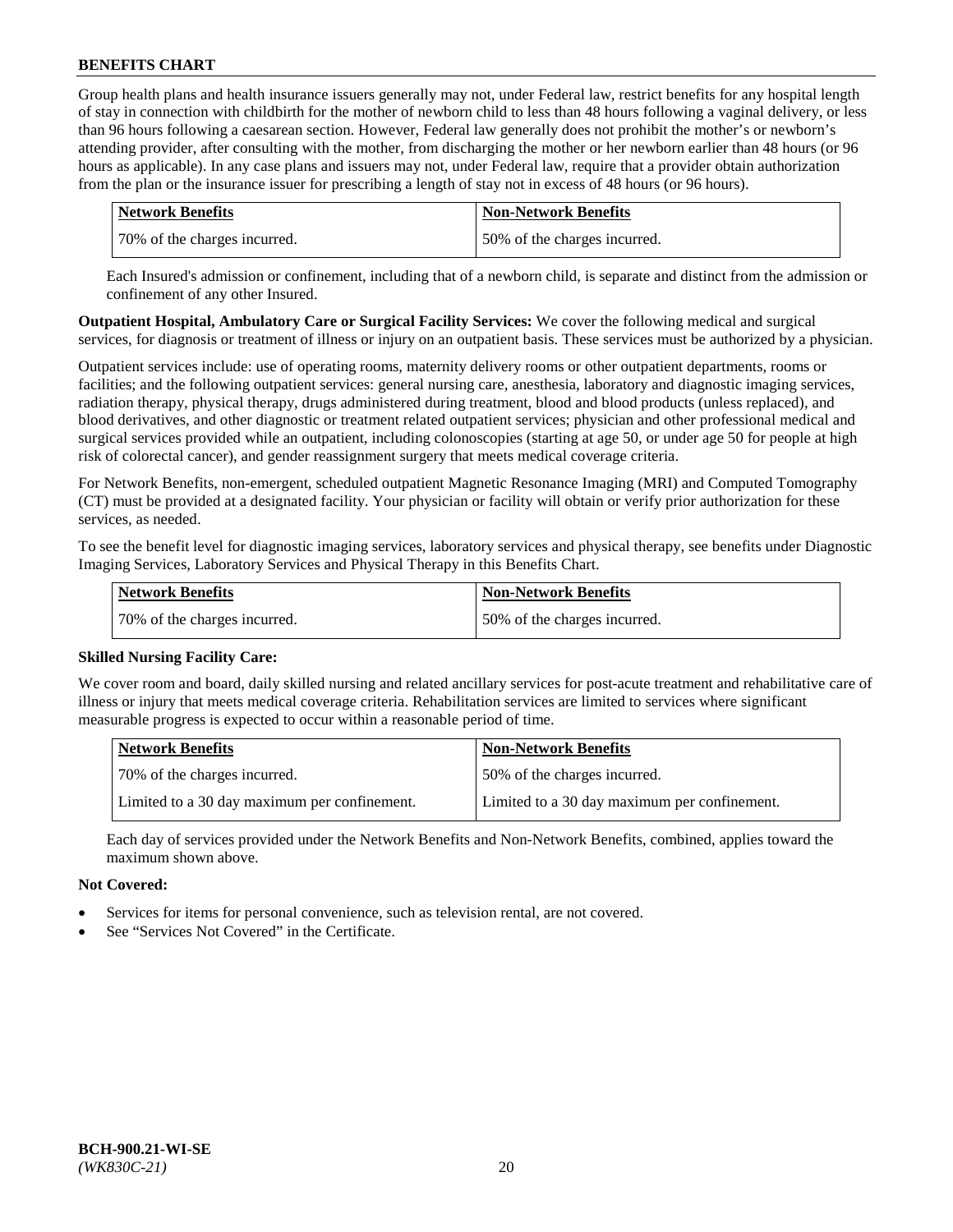Group health plans and health insurance issuers generally may not, under Federal law, restrict benefits for any hospital length of stay in connection with childbirth for the mother of newborn child to less than 48 hours following a vaginal delivery, or less than 96 hours following a caesarean section. However, Federal law generally does not prohibit the mother's or newborn's attending provider, after consulting with the mother, from discharging the mother or her newborn earlier than 48 hours (or 96 hours as applicable). In any case plans and issuers may not, under Federal law, require that a provider obtain authorization from the plan or the insurance issuer for prescribing a length of stay not in excess of 48 hours (or 96 hours).

| Network Benefits | Non-Network Benefits |
| --- | --- |
| 70% of the charges incurred. | 50% of the charges incurred. |

Each Insured's admission or confinement, including that of a newborn child, is separate and distinct from the admission or confinement of any other Insured.

**Outpatient Hospital, Ambulatory Care or Surgical Facility Services:** We cover the following medical and surgical services, for diagnosis or treatment of illness or injury on an outpatient basis. These services must be authorized by a physician.

Outpatient services include: use of operating rooms, maternity delivery rooms or other outpatient departments, rooms or facilities; and the following outpatient services: general nursing care, anesthesia, laboratory and diagnostic imaging services, radiation therapy, physical therapy, drugs administered during treatment, blood and blood products (unless replaced), and blood derivatives, and other diagnostic or treatment related outpatient services; physician and other professional medical and surgical services provided while an outpatient, including colonoscopies (starting at age 50, or under age 50 for people at high risk of colorectal cancer), and gender reassignment surgery that meets medical coverage criteria.

For Network Benefits, non-emergent, scheduled outpatient Magnetic Resonance Imaging (MRI) and Computed Tomography (CT) must be provided at a designated facility. Your physician or facility will obtain or verify prior authorization for these services, as needed.

To see the benefit level for diagnostic imaging services, laboratory services and physical therapy, see benefits under Diagnostic Imaging Services, Laboratory Services and Physical Therapy in this Benefits Chart.

| Network Benefits | Non-Network Benefits |
| --- | --- |
| 70% of the charges incurred. | 50% of the charges incurred. |

**Skilled Nursing Facility Care:**

We cover room and board, daily skilled nursing and related ancillary services for post-acute treatment and rehabilitative care of illness or injury that meets medical coverage criteria. Rehabilitation services are limited to services where significant measurable progress is expected to occur within a reasonable period of time.

| Network Benefits | Non-Network Benefits |
| --- | --- |
| 70% of the charges incurred. | 50% of the charges incurred. |
| Limited to a 30 day maximum per confinement. | Limited to a 30 day maximum per confinement. |

Each day of services provided under the Network Benefits and Non-Network Benefits, combined, applies toward the maximum shown above.

**Not Covered:**

- Services for items for personal convenience, such as television rental, are not covered.
- See "Services Not Covered" in the Certificate.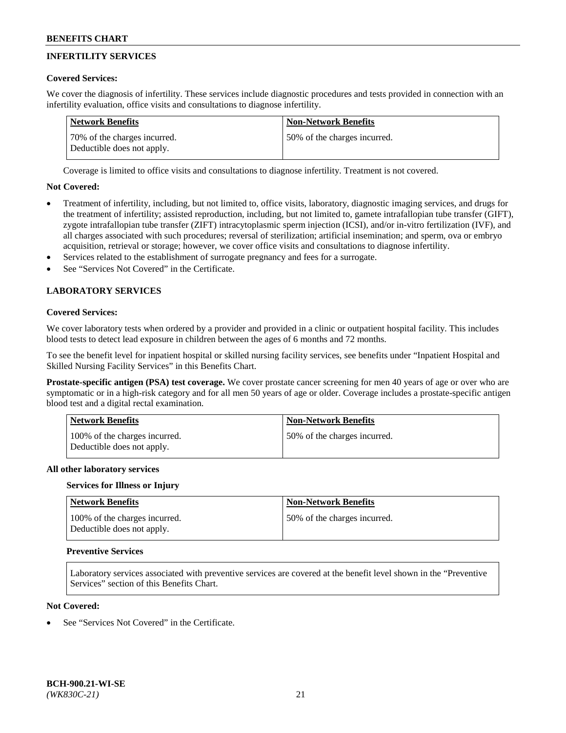## INFERTILITY SERVICES

**Covered Services:**

We cover the diagnosis of infertility. These services include diagnostic procedures and tests provided in connection with an infertility evaluation, office visits and consultations to diagnose infertility.

| Network Benefits | Non-Network Benefits |
|---|---|
| 70% of the charges incurred. Deductible does not apply. | 50% of the charges incurred. |

Coverage is limited to office visits and consultations to diagnose infertility. Treatment is not covered.

**Not Covered:**

- Treatment of infertility, including, but not limited to, office visits, laboratory, diagnostic imaging services, and drugs for the treatment of infertility; assisted reproduction, including, but not limited to, gamete intrafallopian tube transfer (GIFT), zygote intrafallopian tube transfer (ZIFT) intracytoplasmic sperm injection (ICSI), and/or in-vitro fertilization (IVF), and all charges associated with such procedures; reversal of sterilization; artificial insemination; and sperm, ova or embryo acquisition, retrieval or storage; however, we cover office visits and consultations to diagnose infertility.
- Services related to the establishment of surrogate pregnancy and fees for a surrogate.
- See "Services Not Covered" in the Certificate.

## LABORATORY SERVICES

**Covered Services:**

We cover laboratory tests when ordered by a provider and provided in a clinic or outpatient hospital facility. This includes blood tests to detect lead exposure in children between the ages of 6 months and 72 months.

To see the benefit level for inpatient hospital or skilled nursing facility services, see benefits under "Inpatient Hospital and Skilled Nursing Facility Services" in this Benefits Chart.

**Prostate-specific antigen (PSA) test coverage.** We cover prostate cancer screening for men 40 years of age or over who are symptomatic or in a high-risk category and for all men 50 years of age or older. Coverage includes a prostate-specific antigen blood test and a digital rectal examination.

| Network Benefits | Non-Network Benefits |
|---|---|
| 100% of the charges incurred. Deductible does not apply. | 50% of the charges incurred. |

**All other laboratory services**

**Services for Illness or Injury**

| Network Benefits | Non-Network Benefits |
|---|---|
| 100% of the charges incurred. Deductible does not apply. | 50% of the charges incurred. |

**Preventive Services**

Laboratory services associated with preventive services are covered at the benefit level shown in the "Preventive Services" section of this Benefits Chart.

**Not Covered:**

- See "Services Not Covered" in the Certificate.

**BCH-900.21-WI-SE**
*(WK830C-21)*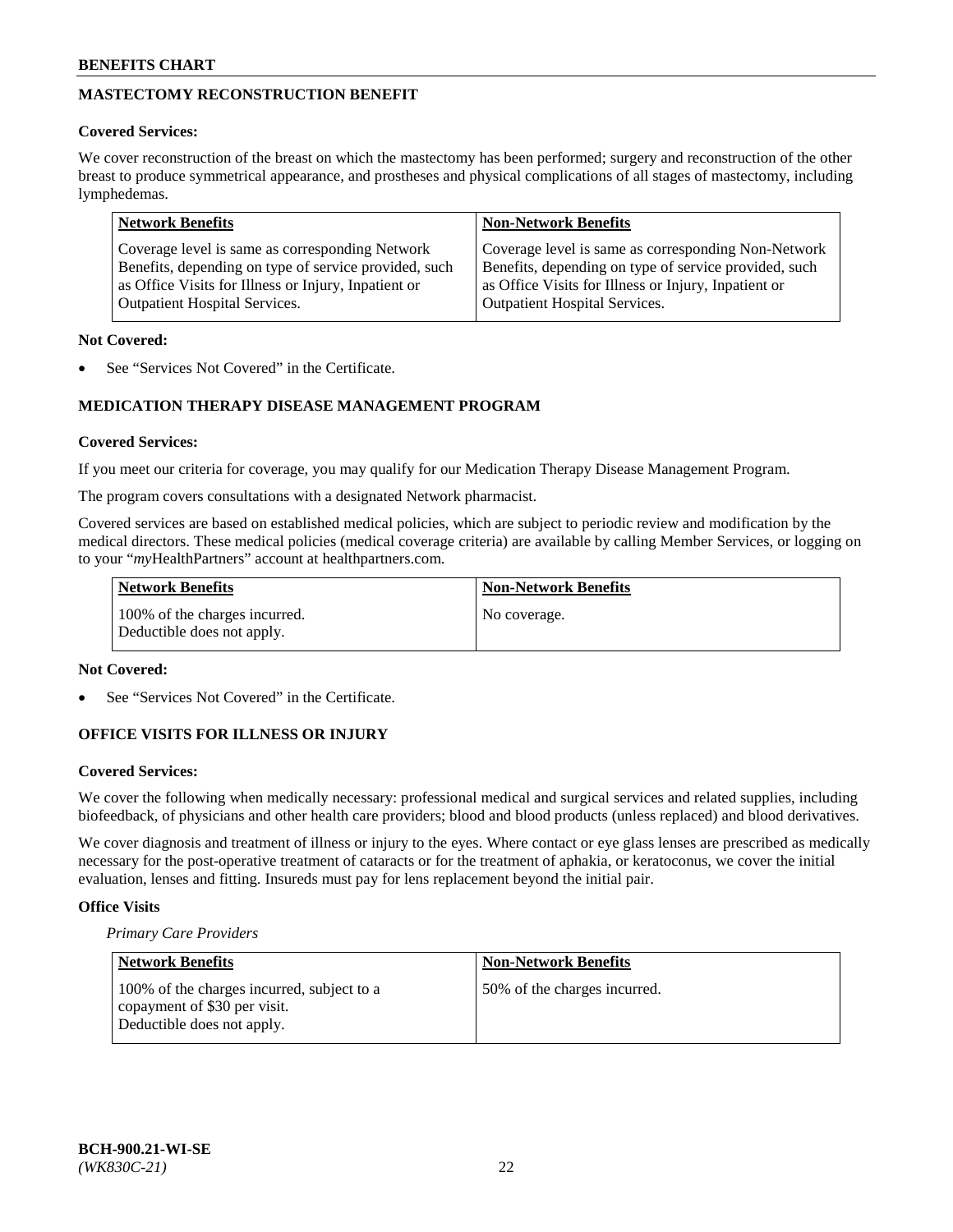## MASTECTOMY RECONSTRUCTION BENEFIT

**Covered Services:**

We cover reconstruction of the breast on which the mastectomy has been performed; surgery and reconstruction of the other breast to produce symmetrical appearance, and prostheses and physical complications of all stages of mastectomy, including lymphedemas.

| Network Benefits | Non-Network Benefits |
|---|---|
| Coverage level is same as corresponding Network Benefits, depending on type of service provided, such as Office Visits for Illness or Injury, Inpatient or Outpatient Hospital Services. | Coverage level is same as corresponding Non-Network Benefits, depending on type of service provided, such as Office Visits for Illness or Injury, Inpatient or Outpatient Hospital Services. |

**Not Covered:**

- See "Services Not Covered" in the Certificate.

## MEDICATION THERAPY DISEASE MANAGEMENT PROGRAM

**Covered Services:**

If you meet our criteria for coverage, you may qualify for our Medication Therapy Disease Management Program.

The program covers consultations with a designated Network pharmacist.

Covered services are based on established medical policies, which are subject to periodic review and modification by the medical directors. These medical policies (medical coverage criteria) are available by calling Member Services, or logging on to your "*my*HealthPartners" account at healthpartners.com.

| Network Benefits | Non-Network Benefits |
|---|---|
| 100% of the charges incurred. Deductible does not apply. | No coverage. |

**Not Covered:**

- See "Services Not Covered" in the Certificate.

## OFFICE VISITS FOR ILLNESS OR INJURY

**Covered Services:**

We cover the following when medically necessary: professional medical and surgical services and related supplies, including biofeedback, of physicians and other health care providers; blood and blood products (unless replaced) and blood derivatives.

We cover diagnosis and treatment of illness or injury to the eyes. Where contact or eye glass lenses are prescribed as medically necessary for the post-operative treatment of cataracts or for the treatment of aphakia, or keratoconus, we cover the initial evaluation, lenses and fitting. Insureds must pay for lens replacement beyond the initial pair.

**Office Visits**

*Primary Care Providers*

| Network Benefits | Non-Network Benefits |
|---|---|
| 100% of the charges incurred, subject to a copayment of $30 per visit. Deductible does not apply. | 50% of the charges incurred. |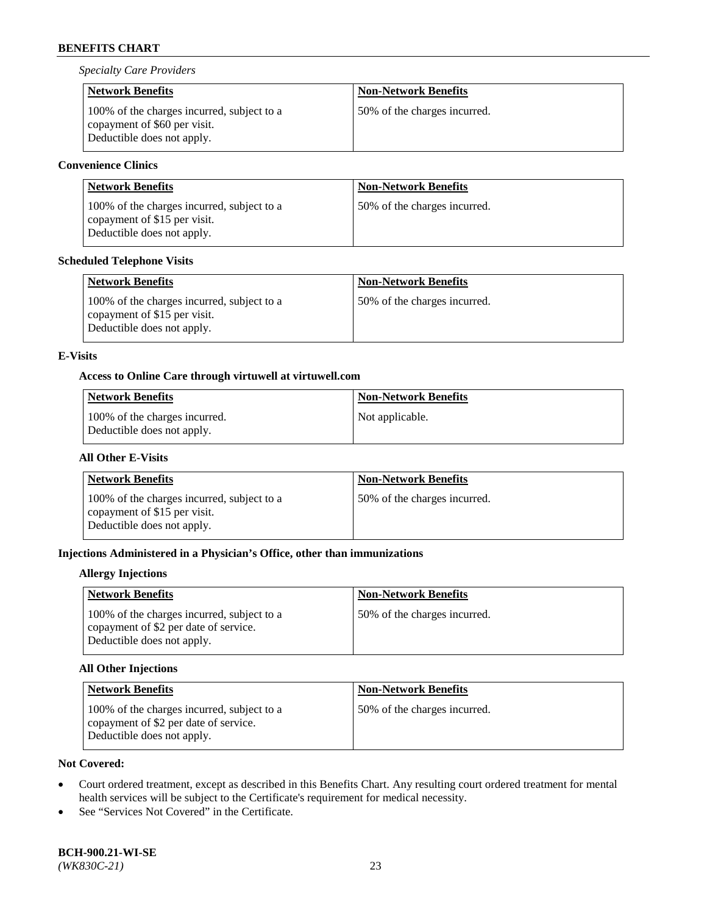*Specialty Care Providers*

| Network Benefits | Non-Network Benefits |
| --- | --- |
| 100% of the charges incurred, subject to a copayment of $60 per visit. Deductible does not apply. | 50% of the charges incurred. |

**Convenience Clinics**

| Network Benefits | Non-Network Benefits |
| --- | --- |
| 100% of the charges incurred, subject to a copayment of $15 per visit. Deductible does not apply. | 50% of the charges incurred. |

**Scheduled Telephone Visits**

| Network Benefits | Non-Network Benefits |
| --- | --- |
| 100% of the charges incurred, subject to a copayment of $15 per visit. Deductible does not apply. | 50% of the charges incurred. |

**E-Visits**

**Access to Online Care through virtuwell at virtuwell.com**

| Network Benefits | Non-Network Benefits |
| --- | --- |
| 100% of the charges incurred. Deductible does not apply. | Not applicable. |

**All Other E-Visits**

| Network Benefits | Non-Network Benefits |
| --- | --- |
| 100% of the charges incurred, subject to a copayment of $15 per visit. Deductible does not apply. | 50% of the charges incurred. |

**Injections Administered in a Physician's Office, other than immunizations**

**Allergy Injections**

| Network Benefits | Non-Network Benefits |
| --- | --- |
| 100% of the charges incurred, subject to a copayment of $2 per date of service. Deductible does not apply. | 50% of the charges incurred. |

**All Other Injections**

| Network Benefits | Non-Network Benefits |
| --- | --- |
| 100% of the charges incurred, subject to a copayment of $2 per date of service. Deductible does not apply. | 50% of the charges incurred. |

**Not Covered:**

- Court ordered treatment, except as described in this Benefits Chart. Any resulting court ordered treatment for mental health services will be subject to the Certificate's requirement for medical necessity.
- See "Services Not Covered" in the Certificate.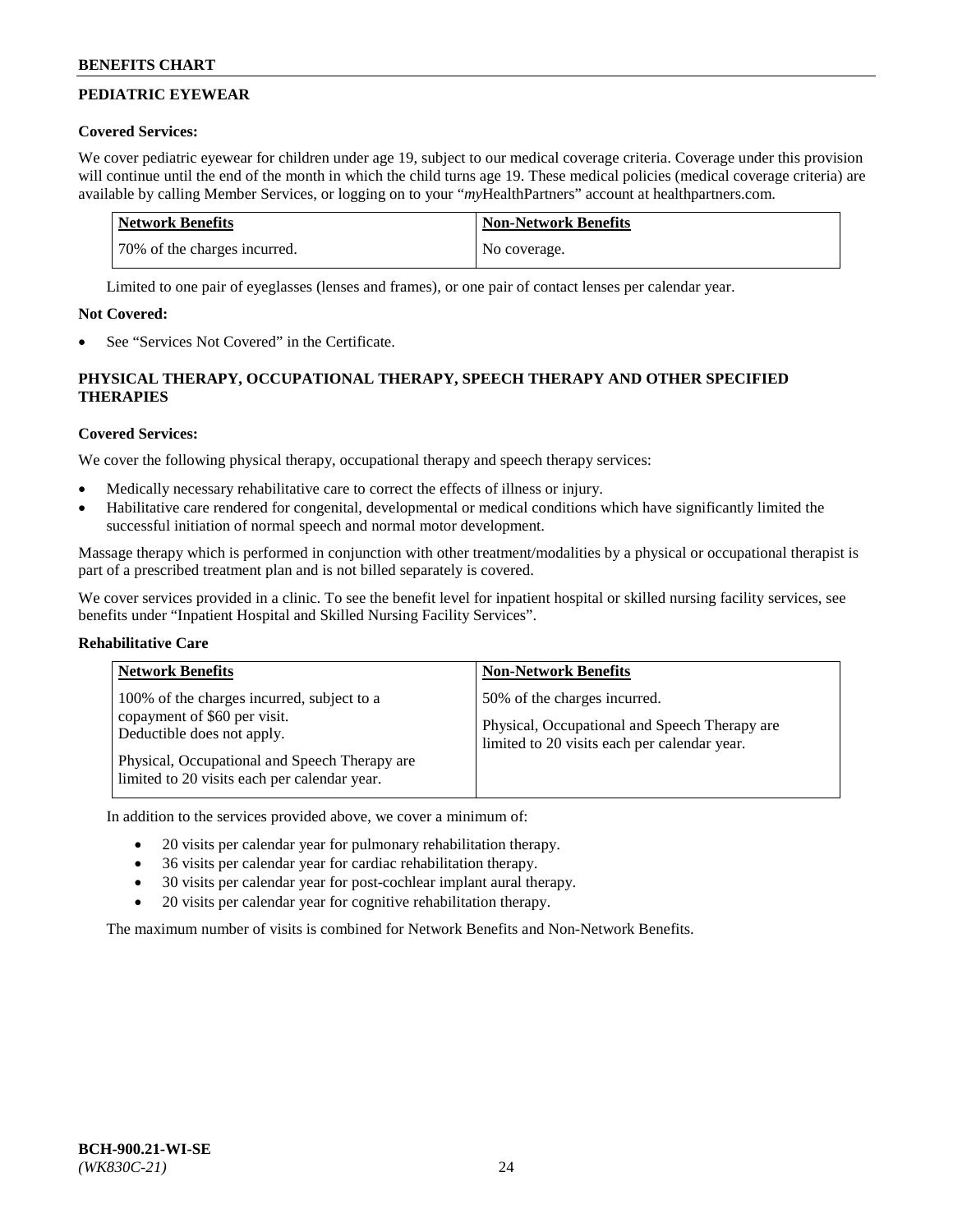## PEDIATRIC EYEWEAR

**Covered Services:**

We cover pediatric eyewear for children under age 19, subject to our medical coverage criteria. Coverage under this provision will continue until the end of the month in which the child turns age 19. These medical policies (medical coverage criteria) are available by calling Member Services, or logging on to your "*my*HealthPartners" account at healthpartners.com.

| Network Benefits | Non-Network Benefits |
|---|---|
| 70% of the charges incurred. | No coverage. |

Limited to one pair of eyeglasses (lenses and frames), or one pair of contact lenses per calendar year.

**Not Covered:**

- See "Services Not Covered" in the Certificate.

## PHYSICAL THERAPY, OCCUPATIONAL THERAPY, SPEECH THERAPY AND OTHER SPECIFIED THERAPIES

**Covered Services:**

We cover the following physical therapy, occupational therapy and speech therapy services:

- Medically necessary rehabilitative care to correct the effects of illness or injury.
- Habilitative care rendered for congenital, developmental or medical conditions which have significantly limited the successful initiation of normal speech and normal motor development.

Massage therapy which is performed in conjunction with other treatment/modalities by a physical or occupational therapist is part of a prescribed treatment plan and is not billed separately is covered.

We cover services provided in a clinic. To see the benefit level for inpatient hospital or skilled nursing facility services, see benefits under "Inpatient Hospital and Skilled Nursing Facility Services".

**Rehabilitative Care**

| Network Benefits | Non-Network Benefits |
|---|---|
| 100% of the charges incurred, subject to a copayment of $60 per visit. Deductible does not apply.<br><br>Physical, Occupational and Speech Therapy are limited to 20 visits each per calendar year. | 50% of the charges incurred.<br><br>Physical, Occupational and Speech Therapy are limited to 20 visits each per calendar year. |

In addition to the services provided above, we cover a minimum of:

- 20 visits per calendar year for pulmonary rehabilitation therapy.
- 36 visits per calendar year for cardiac rehabilitation therapy.
- 30 visits per calendar year for post-cochlear implant aural therapy.
- 20 visits per calendar year for cognitive rehabilitation therapy.

The maximum number of visits is combined for Network Benefits and Non-Network Benefits.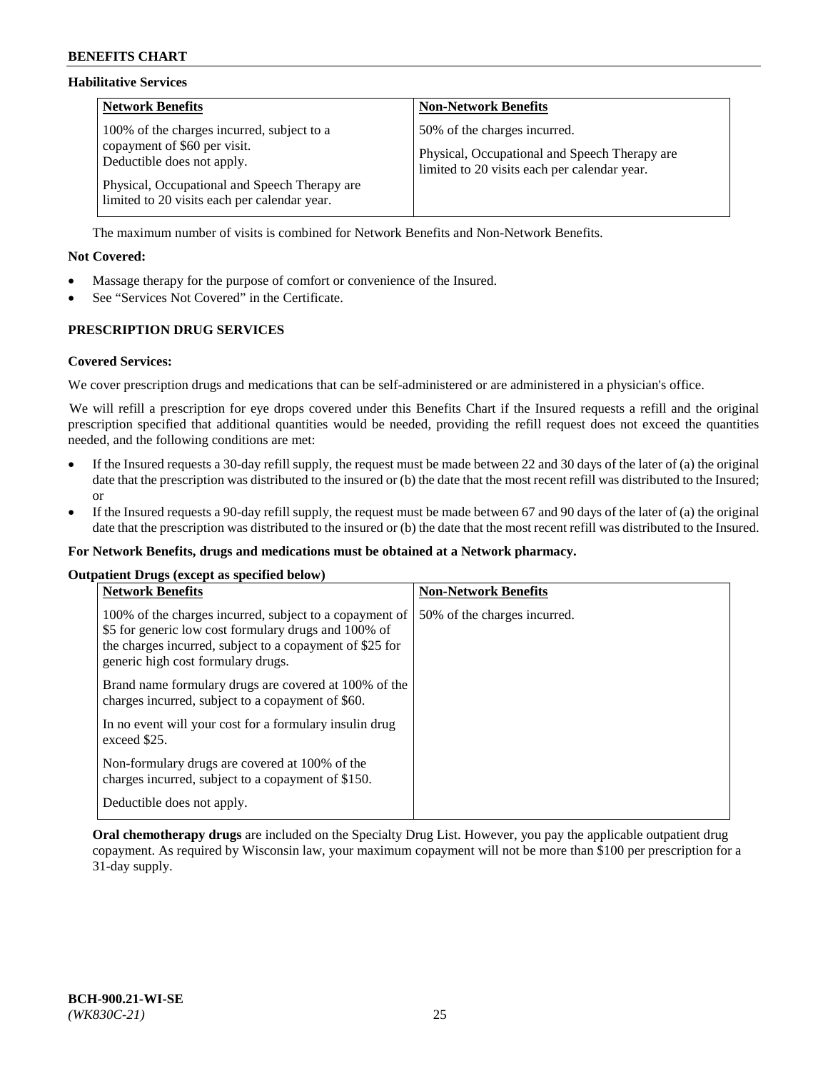**Habilitative Services**

| **Network Benefits** | **Non-Network Benefits** |
|---|---|
| 100% of the charges incurred, subject to a copayment of $60 per visit. Deductible does not apply.<br><br>Physical, Occupational and Speech Therapy are limited to 20 visits each per calendar year. | 50% of the charges incurred.<br><br>Physical, Occupational and Speech Therapy are limited to 20 visits each per calendar year. |

The maximum number of visits is combined for Network Benefits and Non-Network Benefits.

**Not Covered:**

- Massage therapy for the purpose of comfort or convenience of the Insured.
- See "Services Not Covered" in the Certificate.

## PRESCRIPTION DRUG SERVICES

**Covered Services:**

We cover prescription drugs and medications that can be self-administered or are administered in a physician's office.

We will refill a prescription for eye drops covered under this Benefits Chart if the Insured requests a refill and the original prescription specified that additional quantities would be needed, providing the refill request does not exceed the quantities needed, and the following conditions are met:

- If the Insured requests a 30-day refill supply, the request must be made between 22 and 30 days of the later of (a) the original date that the prescription was distributed to the insured or (b) the date that the most recent refill was distributed to the Insured; or
- If the Insured requests a 90-day refill supply, the request must be made between 67 and 90 days of the later of (a) the original date that the prescription was distributed to the insured or (b) the date that the most recent refill was distributed to the Insured.

**For Network Benefits, drugs and medications must be obtained at a Network pharmacy.**

**Outpatient Drugs (except as specified below)**

| **Network Benefits** | **Non-Network Benefits** |
|---|---|
| 100% of the charges incurred, subject to a copayment of $5 for generic low cost formulary drugs and 100% of the charges incurred, subject to a copayment of $25 for generic high cost formulary drugs.<br><br>Brand name formulary drugs are covered at 100% of the charges incurred, subject to a copayment of $60.<br><br>In no event will your cost for a formulary insulin drug exceed $25.<br><br>Non-formulary drugs are covered at 100% of the charges incurred, subject to a copayment of $150.<br><br>Deductible does not apply. | 50% of the charges incurred. |

**Oral chemotherapy drugs** are included on the Specialty Drug List. However, you pay the applicable outpatient drug copayment. As required by Wisconsin law, your maximum copayment will not be more than $100 per prescription for a 31-day supply.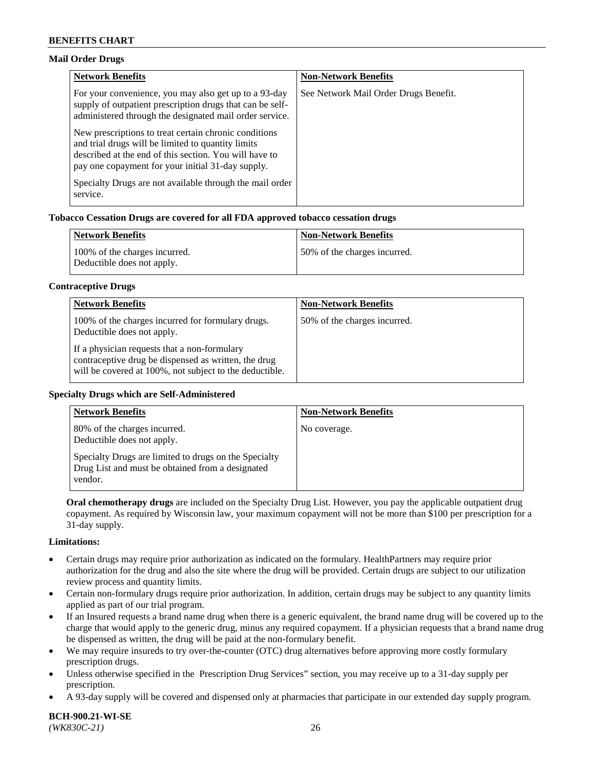**Mail Order Drugs**

| Network Benefits | Non-Network Benefits |
|---|---|
| For your convenience, you may also get up to a 93-day supply of outpatient prescription drugs that can be self-administered through the designated mail order service.<br><br>New prescriptions to treat certain chronic conditions and trial drugs will be limited to quantity limits described at the end of this section. You will have to pay one copayment for your initial 31-day supply.<br><br>Specialty Drugs are not available through the mail order service. | See Network Mail Order Drugs Benefit. |

**Tobacco Cessation Drugs are covered for all FDA approved tobacco cessation drugs**

| Network Benefits | Non-Network Benefits |
|---|---|
| 100% of the charges incurred.<br>Deductible does not apply. | 50% of the charges incurred. |

**Contraceptive Drugs**

| Network Benefits | Non-Network Benefits |
|---|---|
| 100% of the charges incurred for formulary drugs. Deductible does not apply.<br><br>If a physician requests that a non-formulary contraceptive drug be dispensed as written, the drug will be covered at 100%, not subject to the deductible. | 50% of the charges incurred. |

**Specialty Drugs which are Self-Administered**

| Network Benefits | Non-Network Benefits |
|---|---|
| 80% of the charges incurred.<br>Deductible does not apply.<br><br>Specialty Drugs are limited to drugs on the Specialty Drug List and must be obtained from a designated vendor. | No coverage. |

**Oral chemotherapy drugs** are included on the Specialty Drug List. However, you pay the applicable outpatient drug copayment. As required by Wisconsin law, your maximum copayment will not be more than $100 per prescription for a 31-day supply.

**Limitations:**

- Certain drugs may require prior authorization as indicated on the formulary. HealthPartners may require prior authorization for the drug and also the site where the drug will be provided. Certain drugs are subject to our utilization review process and quantity limits.
- Certain non-formulary drugs require prior authorization. In addition, certain drugs may be subject to any quantity limits applied as part of our trial program.
- If an Insured requests a brand name drug when there is a generic equivalent, the brand name drug will be covered up to the charge that would apply to the generic drug, minus any required copayment. If a physician requests that a brand name drug be dispensed as written, the drug will be paid at the non-formulary benefit.
- We may require insureds to try over-the-counter (OTC) drug alternatives before approving more costly formulary prescription drugs.
- Unless otherwise specified in the Prescription Drug Services" section, you may receive up to a 31-day supply per prescription.
- A 93-day supply will be covered and dispensed only at pharmacies that participate in our extended day supply program.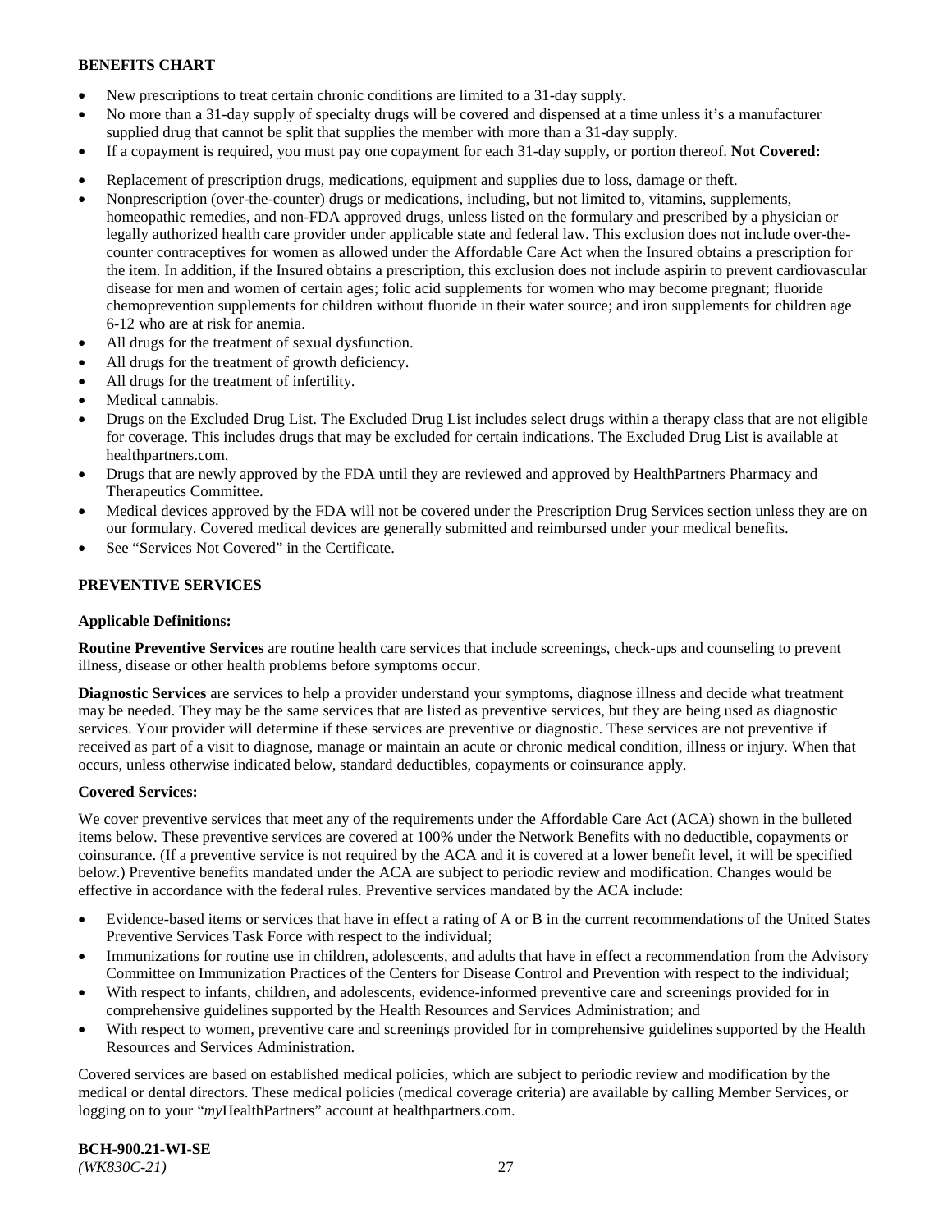- New prescriptions to treat certain chronic conditions are limited to a 31-day supply.
- No more than a 31-day supply of specialty drugs will be covered and dispensed at a time unless it's a manufacturer supplied drug that cannot be split that supplies the member with more than a 31-day supply.
- If a copayment is required, you must pay one copayment for each 31-day supply, or portion thereof. **Not Covered:**
- Replacement of prescription drugs, medications, equipment and supplies due to loss, damage or theft.
- Nonprescription (over-the-counter) drugs or medications, including, but not limited to, vitamins, supplements, homeopathic remedies, and non-FDA approved drugs, unless listed on the formulary and prescribed by a physician or legally authorized health care provider under applicable state and federal law. This exclusion does not include over-the-counter contraceptives for women as allowed under the Affordable Care Act when the Insured obtains a prescription for the item. In addition, if the Insured obtains a prescription, this exclusion does not include aspirin to prevent cardiovascular disease for men and women of certain ages; folic acid supplements for women who may become pregnant; fluoride chemoprevention supplements for children without fluoride in their water source; and iron supplements for children age 6-12 who are at risk for anemia.
- All drugs for the treatment of sexual dysfunction.
- All drugs for the treatment of growth deficiency.
- All drugs for the treatment of infertility.
- Medical cannabis.
- Drugs on the Excluded Drug List. The Excluded Drug List includes select drugs within a therapy class that are not eligible for coverage. This includes drugs that may be excluded for certain indications. The Excluded Drug List is available at healthpartners.com.
- Drugs that are newly approved by the FDA until they are reviewed and approved by HealthPartners Pharmacy and Therapeutics Committee.
- Medical devices approved by the FDA will not be covered under the Prescription Drug Services section unless they are on our formulary. Covered medical devices are generally submitted and reimbursed under your medical benefits.
- See "Services Not Covered" in the Certificate.

## PREVENTIVE SERVICES

### Applicable Definitions:

**Routine Preventive Services** are routine health care services that include screenings, check-ups and counseling to prevent illness, disease or other health problems before symptoms occur.

**Diagnostic Services** are services to help a provider understand your symptoms, diagnose illness and decide what treatment may be needed. They may be the same services that are listed as preventive services, but they are being used as diagnostic services. Your provider will determine if these services are preventive or diagnostic. These services are not preventive if received as part of a visit to diagnose, manage or maintain an acute or chronic medical condition, illness or injury. When that occurs, unless otherwise indicated below, standard deductibles, copayments or coinsurance apply.

### Covered Services:

We cover preventive services that meet any of the requirements under the Affordable Care Act (ACA) shown in the bulleted items below. These preventive services are covered at 100% under the Network Benefits with no deductible, copayments or coinsurance. (If a preventive service is not required by the ACA and it is covered at a lower benefit level, it will be specified below.) Preventive benefits mandated under the ACA are subject to periodic review and modification. Changes would be effective in accordance with the federal rules. Preventive services mandated by the ACA include:

- Evidence-based items or services that have in effect a rating of A or B in the current recommendations of the United States Preventive Services Task Force with respect to the individual;
- Immunizations for routine use in children, adolescents, and adults that have in effect a recommendation from the Advisory Committee on Immunization Practices of the Centers for Disease Control and Prevention with respect to the individual;
- With respect to infants, children, and adolescents, evidence-informed preventive care and screenings provided for in comprehensive guidelines supported by the Health Resources and Services Administration; and
- With respect to women, preventive care and screenings provided for in comprehensive guidelines supported by the Health Resources and Services Administration.

Covered services are based on established medical policies, which are subject to periodic review and modification by the medical or dental directors. These medical policies (medical coverage criteria) are available by calling Member Services, or logging on to your "*my*HealthPartners" account at healthpartners.com.

**BCH-900.21-WI-SE**
*(WK830C-21)*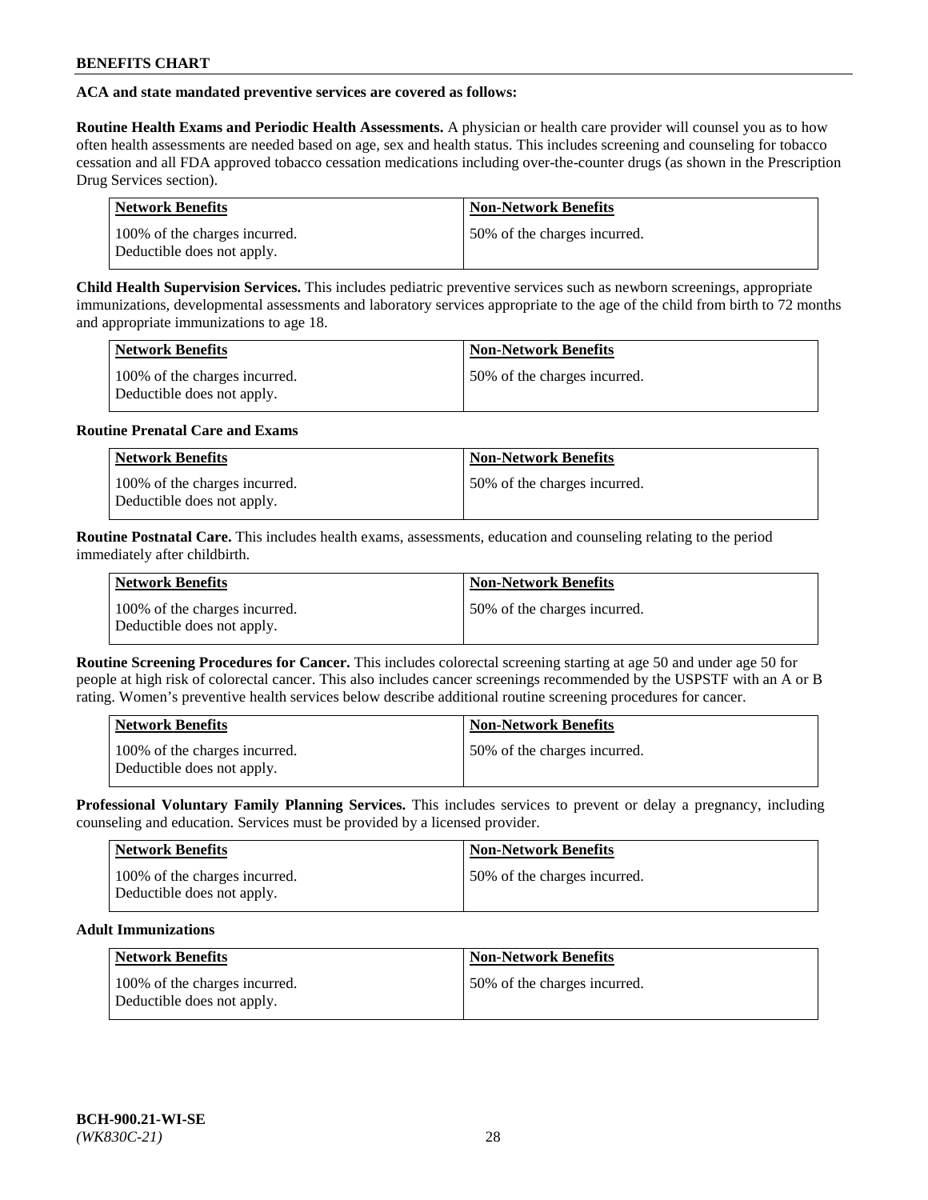**ACA and state mandated preventive services are covered as follows:**

**Routine Health Exams and Periodic Health Assessments.** A physician or health care provider will counsel you as to how often health assessments are needed based on age, sex and health status. This includes screening and counseling for tobacco cessation and all FDA approved tobacco cessation medications including over-the-counter drugs (as shown in the Prescription Drug Services section).

| Network Benefits | Non-Network Benefits |
| --- | --- |
| 100% of the charges incurred. Deductible does not apply. | 50% of the charges incurred. |

**Child Health Supervision Services.** This includes pediatric preventive services such as newborn screenings, appropriate immunizations, developmental assessments and laboratory services appropriate to the age of the child from birth to 72 months and appropriate immunizations to age 18.

| Network Benefits | Non-Network Benefits |
| --- | --- |
| 100% of the charges incurred. Deductible does not apply. | 50% of the charges incurred. |

**Routine Prenatal Care and Exams**

| Network Benefits | Non-Network Benefits |
| --- | --- |
| 100% of the charges incurred. Deductible does not apply. | 50% of the charges incurred. |

**Routine Postnatal Care.** This includes health exams, assessments, education and counseling relating to the period immediately after childbirth.

| Network Benefits | Non-Network Benefits |
| --- | --- |
| 100% of the charges incurred. Deductible does not apply. | 50% of the charges incurred. |

**Routine Screening Procedures for Cancer.** This includes colorectal screening starting at age 50 and under age 50 for people at high risk of colorectal cancer. This also includes cancer screenings recommended by the USPSTF with an A or B rating. Women's preventive health services below describe additional routine screening procedures for cancer.

| Network Benefits | Non-Network Benefits |
| --- | --- |
| 100% of the charges incurred. Deductible does not apply. | 50% of the charges incurred. |

**Professional Voluntary Family Planning Services.** This includes services to prevent or delay a pregnancy, including counseling and education. Services must be provided by a licensed provider.

| Network Benefits | Non-Network Benefits |
| --- | --- |
| 100% of the charges incurred. Deductible does not apply. | 50% of the charges incurred. |

**Adult Immunizations**

| Network Benefits | Non-Network Benefits |
| --- | --- |
| 100% of the charges incurred. Deductible does not apply. | 50% of the charges incurred. |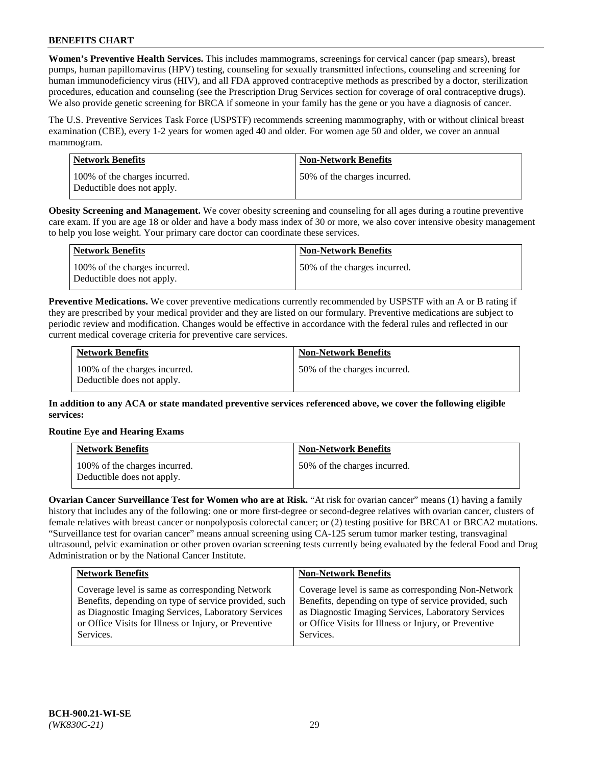**Women's Preventive Health Services.** This includes mammograms, screenings for cervical cancer (pap smears), breast pumps, human papillomavirus (HPV) testing, counseling for sexually transmitted infections, counseling and screening for human immunodeficiency virus (HIV), and all FDA approved contraceptive methods as prescribed by a doctor, sterilization procedures, education and counseling (see the Prescription Drug Services section for coverage of oral contraceptive drugs). We also provide genetic screening for BRCA if someone in your family has the gene or you have a diagnosis of cancer.

The U.S. Preventive Services Task Force (USPSTF) recommends screening mammography, with or without clinical breast examination (CBE), every 1-2 years for women aged 40 and older. For women age 50 and older, we cover an annual mammogram.

| Network Benefits | Non-Network Benefits |
|---|---|
| 100% of the charges incurred. Deductible does not apply. | 50% of the charges incurred. |

**Obesity Screening and Management.** We cover obesity screening and counseling for all ages during a routine preventive care exam. If you are age 18 or older and have a body mass index of 30 or more, we also cover intensive obesity management to help you lose weight. Your primary care doctor can coordinate these services.

| Network Benefits | Non-Network Benefits |
|---|---|
| 100% of the charges incurred. Deductible does not apply. | 50% of the charges incurred. |

**Preventive Medications.** We cover preventive medications currently recommended by USPSTF with an A or B rating if they are prescribed by your medical provider and they are listed on our formulary. Preventive medications are subject to periodic review and modification. Changes would be effective in accordance with the federal rules and reflected in our current medical coverage criteria for preventive care services.

| Network Benefits | Non-Network Benefits |
|---|---|
| 100% of the charges incurred. Deductible does not apply. | 50% of the charges incurred. |

**In addition to any ACA or state mandated preventive services referenced above, we cover the following eligible services:**

**Routine Eye and Hearing Exams**

| Network Benefits | Non-Network Benefits |
|---|---|
| 100% of the charges incurred. Deductible does not apply. | 50% of the charges incurred. |

**Ovarian Cancer Surveillance Test for Women who are at Risk.** "At risk for ovarian cancer" means (1) having a family history that includes any of the following: one or more first-degree or second-degree relatives with ovarian cancer, clusters of female relatives with breast cancer or nonpolyposis colorectal cancer; or (2) testing positive for BRCA1 or BRCA2 mutations. "Surveillance test for ovarian cancer" means annual screening using CA-125 serum tumor marker testing, transvaginal ultrasound, pelvic examination or other proven ovarian screening tests currently being evaluated by the federal Food and Drug Administration or by the National Cancer Institute.

| Network Benefits | Non-Network Benefits |
|---|---|
| Coverage level is same as corresponding Network Benefits, depending on type of service provided, such as Diagnostic Imaging Services, Laboratory Services or Office Visits for Illness or Injury, or Preventive Services. | Coverage level is same as corresponding Non-Network Benefits, depending on type of service provided, such as Diagnostic Imaging Services, Laboratory Services or Office Visits for Illness or Injury, or Preventive Services. |

BCH-900.21-WI-SE
*(WK830C-21)*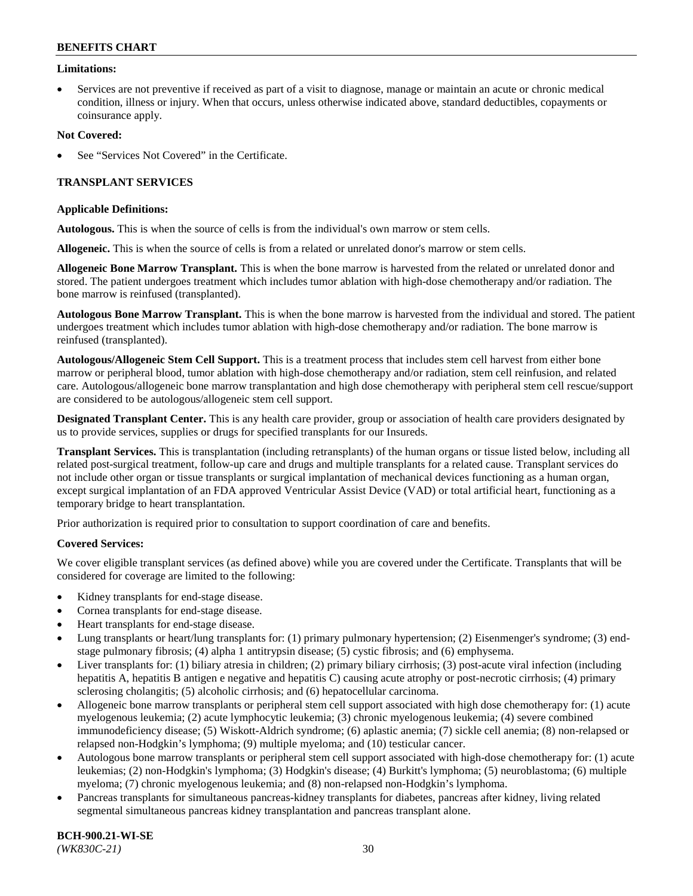**Limitations:**

- Services are not preventive if received as part of a visit to diagnose, manage or maintain an acute or chronic medical condition, illness or injury. When that occurs, unless otherwise indicated above, standard deductibles, copayments or coinsurance apply.

**Not Covered:**

- See "Services Not Covered" in the Certificate.

## TRANSPLANT SERVICES

**Applicable Definitions:**

**Autologous.** This is when the source of cells is from the individual's own marrow or stem cells.

**Allogeneic.** This is when the source of cells is from a related or unrelated donor's marrow or stem cells.

**Allogeneic Bone Marrow Transplant.** This is when the bone marrow is harvested from the related or unrelated donor and stored. The patient undergoes treatment which includes tumor ablation with high-dose chemotherapy and/or radiation. The bone marrow is reinfused (transplanted).

**Autologous Bone Marrow Transplant.** This is when the bone marrow is harvested from the individual and stored. The patient undergoes treatment which includes tumor ablation with high-dose chemotherapy and/or radiation. The bone marrow is reinfused (transplanted).

**Autologous/Allogeneic Stem Cell Support.** This is a treatment process that includes stem cell harvest from either bone marrow or peripheral blood, tumor ablation with high-dose chemotherapy and/or radiation, stem cell reinfusion, and related care. Autologous/allogeneic bone marrow transplantation and high dose chemotherapy with peripheral stem cell rescue/support are considered to be autologous/allogeneic stem cell support.

**Designated Transplant Center.** This is any health care provider, group or association of health care providers designated by us to provide services, supplies or drugs for specified transplants for our Insureds.

**Transplant Services.** This is transplantation (including retransplants) of the human organs or tissue listed below, including all related post-surgical treatment, follow-up care and drugs and multiple transplants for a related cause. Transplant services do not include other organ or tissue transplants or surgical implantation of mechanical devices functioning as a human organ, except surgical implantation of an FDA approved Ventricular Assist Device (VAD) or total artificial heart, functioning as a temporary bridge to heart transplantation.

Prior authorization is required prior to consultation to support coordination of care and benefits.

**Covered Services:**

We cover eligible transplant services (as defined above) while you are covered under the Certificate. Transplants that will be considered for coverage are limited to the following:

- Kidney transplants for end-stage disease.
- Cornea transplants for end-stage disease.
- Heart transplants for end-stage disease.
- Lung transplants or heart/lung transplants for: (1) primary pulmonary hypertension; (2) Eisenmenger's syndrome; (3) end-stage pulmonary fibrosis; (4) alpha 1 antitrypsin disease; (5) cystic fibrosis; and (6) emphysema.
- Liver transplants for: (1) biliary atresia in children; (2) primary biliary cirrhosis; (3) post-acute viral infection (including hepatitis A, hepatitis B antigen e negative and hepatitis C) causing acute atrophy or post-necrotic cirrhosis; (4) primary sclerosing cholangitis; (5) alcoholic cirrhosis; and (6) hepatocellular carcinoma.
- Allogeneic bone marrow transplants or peripheral stem cell support associated with high dose chemotherapy for: (1) acute myelogenous leukemia; (2) acute lymphocytic leukemia; (3) chronic myelogenous leukemia; (4) severe combined immunodeficiency disease; (5) Wiskott-Aldrich syndrome; (6) aplastic anemia; (7) sickle cell anemia; (8) non-relapsed or relapsed non-Hodgkin's lymphoma; (9) multiple myeloma; and (10) testicular cancer.
- Autologous bone marrow transplants or peripheral stem cell support associated with high-dose chemotherapy for: (1) acute leukemias; (2) non-Hodgkin's lymphoma; (3) Hodgkin's disease; (4) Burkitt's lymphoma; (5) neuroblastoma; (6) multiple myeloma; (7) chronic myelogenous leukemia; and (8) non-relapsed non-Hodgkin's lymphoma.
- Pancreas transplants for simultaneous pancreas-kidney transplants for diabetes, pancreas after kidney, living related segmental simultaneous pancreas kidney transplantation and pancreas transplant alone.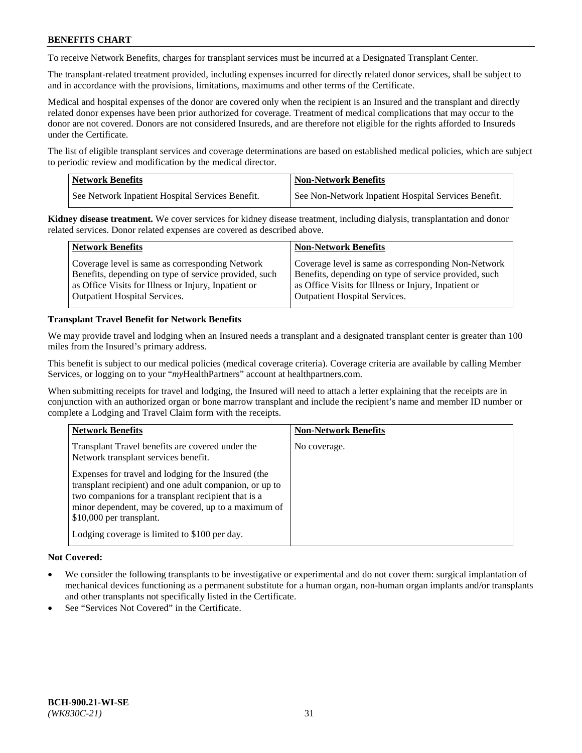To receive Network Benefits, charges for transplant services must be incurred at a Designated Transplant Center.

The transplant-related treatment provided, including expenses incurred for directly related donor services, shall be subject to and in accordance with the provisions, limitations, maximums and other terms of the Certificate.

Medical and hospital expenses of the donor are covered only when the recipient is an Insured and the transplant and directly related donor expenses have been prior authorized for coverage. Treatment of medical complications that may occur to the donor are not covered. Donors are not considered Insureds, and are therefore not eligible for the rights afforded to Insureds under the Certificate.

The list of eligible transplant services and coverage determinations are based on established medical policies, which are subject to periodic review and modification by the medical director.

| Network Benefits | Non-Network Benefits |
|---|---|
| See Network Inpatient Hospital Services Benefit. | See Non-Network Inpatient Hospital Services Benefit. |

**Kidney disease treatment.** We cover services for kidney disease treatment, including dialysis, transplantation and donor related services. Donor related expenses are covered as described above.

| Network Benefits | Non-Network Benefits |
|---|---|
| Coverage level is same as corresponding Network Benefits, depending on type of service provided, such as Office Visits for Illness or Injury, Inpatient or Outpatient Hospital Services. | Coverage level is same as corresponding Non-Network Benefits, depending on type of service provided, such as Office Visits for Illness or Injury, Inpatient or Outpatient Hospital Services. |

**Transplant Travel Benefit for Network Benefits**

We may provide travel and lodging when an Insured needs a transplant and a designated transplant center is greater than 100 miles from the Insured's primary address.

This benefit is subject to our medical policies (medical coverage criteria). Coverage criteria are available by calling Member Services, or logging on to your "*my*HealthPartners" account at healthpartners.com.

When submitting receipts for travel and lodging, the Insured will need to attach a letter explaining that the receipts are in conjunction with an authorized organ or bone marrow transplant and include the recipient's name and member ID number or complete a Lodging and Travel Claim form with the receipts.

| Network Benefits | Non-Network Benefits |
|---|---|
| Transplant Travel benefits are covered under the Network transplant services benefit.<br><br>Expenses for travel and lodging for the Insured (the transplant recipient) and one adult companion, or up to two companions for a transplant recipient that is a minor dependent, may be covered, up to a maximum of $10,000 per transplant.<br><br>Lodging coverage is limited to $100 per day. | No coverage. |

**Not Covered:**

- We consider the following transplants to be investigative or experimental and do not cover them: surgical implantation of mechanical devices functioning as a permanent substitute for a human organ, non-human organ implants and/or transplants and other transplants not specifically listed in the Certificate.
- See "Services Not Covered" in the Certificate.